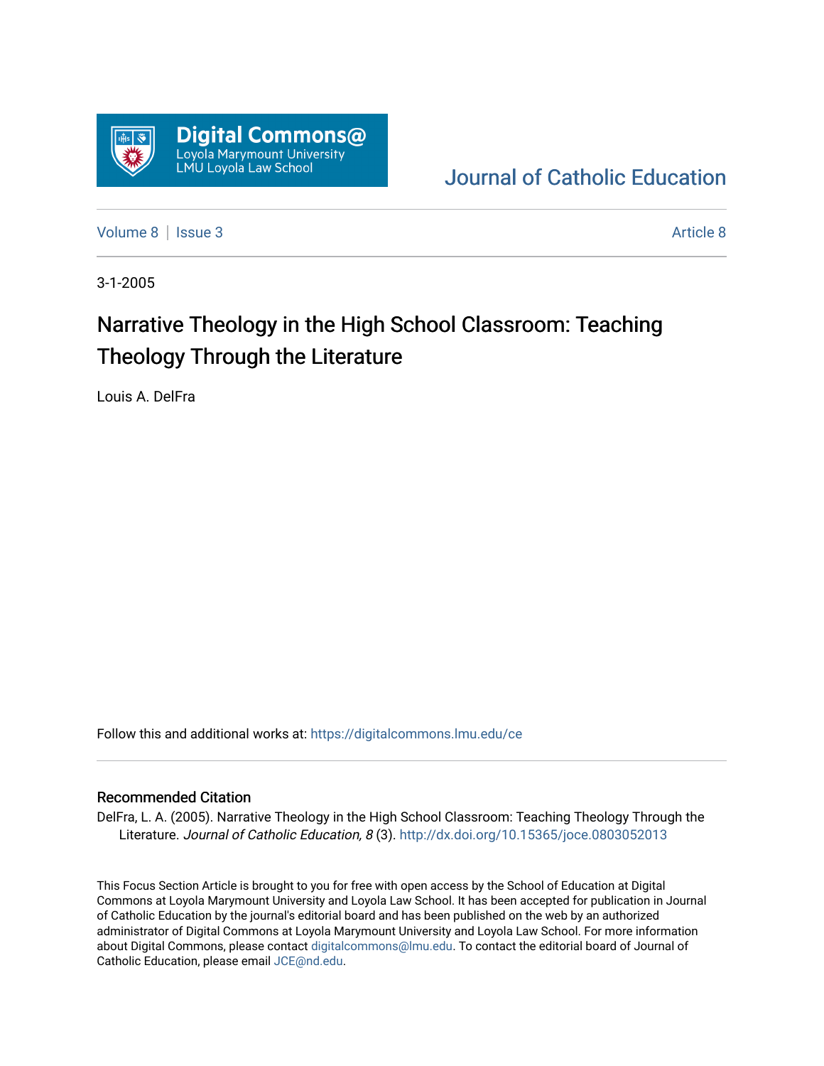Digital Commons@ Loyola Marymount University LMU Loyola Law School

Journal of Catholic Education

Volume 8 | Issue 3 | Article 8

3-1-2005

# Narrative Theology in the High School Classroom: Teaching Theology Through the Literature

Louis A. DelFra

Follow this and additional works at: https://digitalcommons.lmu.edu/ce

## Recommended Citation

DelFra, L. A. (2005). Narrative Theology in the High School Classroom: Teaching Theology Through the Literature. *Journal of Catholic Education, 8* (3). http://dx.doi.org/10.15365/joce.0803052013

This Focus Section Article is brought to you for free with open access by the School of Education at Digital Commons at Loyola Marymount University and Loyola Law School. It has been accepted for publication in Journal of Catholic Education by the journal's editorial board and has been published on the web by an authorized administrator of Digital Commons at Loyola Marymount University and Loyola Law School. For more information about Digital Commons, please contact digitalcommons@lmu.edu. To contact the editorial board of Journal of Catholic Education, please email JCE@nd.edu.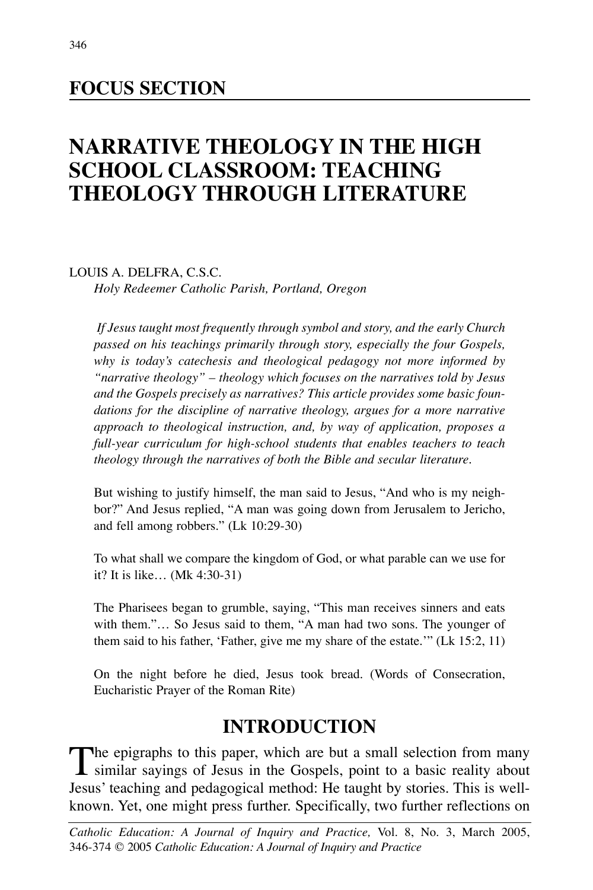## FOCUS SECTION

# NARRATIVE THEOLOGY IN THE HIGH SCHOOL CLASSROOM: TEACHING THEOLOGY THROUGH LITERATURE

LOUIS A. DELFRA, C.S.C.
*Holy Redeemer Catholic Parish, Portland, Oregon*

*If Jesus taught most frequently through symbol and story, and the early Church passed on his teachings primarily through story, especially the four Gospels, why is today's catechesis and theological pedagogy not more informed by "narrative theology" – theology which focuses on the narratives told by Jesus and the Gospels precisely as narratives? This article provides some basic foundations for the discipline of narrative theology, argues for a more narrative approach to theological instruction, and, by way of application, proposes a full-year curriculum for high-school students that enables teachers to teach theology through the narratives of both the Bible and secular literature.*

But wishing to justify himself, the man said to Jesus, "And who is my neighbor?" And Jesus replied, "A man was going down from Jerusalem to Jericho, and fell among robbers." (Lk 10:29-30)

To what shall we compare the kingdom of God, or what parable can we use for it? It is like… (Mk 4:30-31)

The Pharisees began to grumble, saying, "This man receives sinners and eats with them."… So Jesus said to them, "A man had two sons. The younger of them said to his father, 'Father, give me my share of the estate.'" (Lk 15:2, 11)

On the night before he died, Jesus took bread. (Words of Consecration, Eucharistic Prayer of the Roman Rite)

## INTRODUCTION

The epigraphs to this paper, which are but a small selection from many similar sayings of Jesus in the Gospels, point to a basic reality about Jesus' teaching and pedagogical method: He taught by stories. This is well-known. Yet, one might press further. Specifically, two further reflections on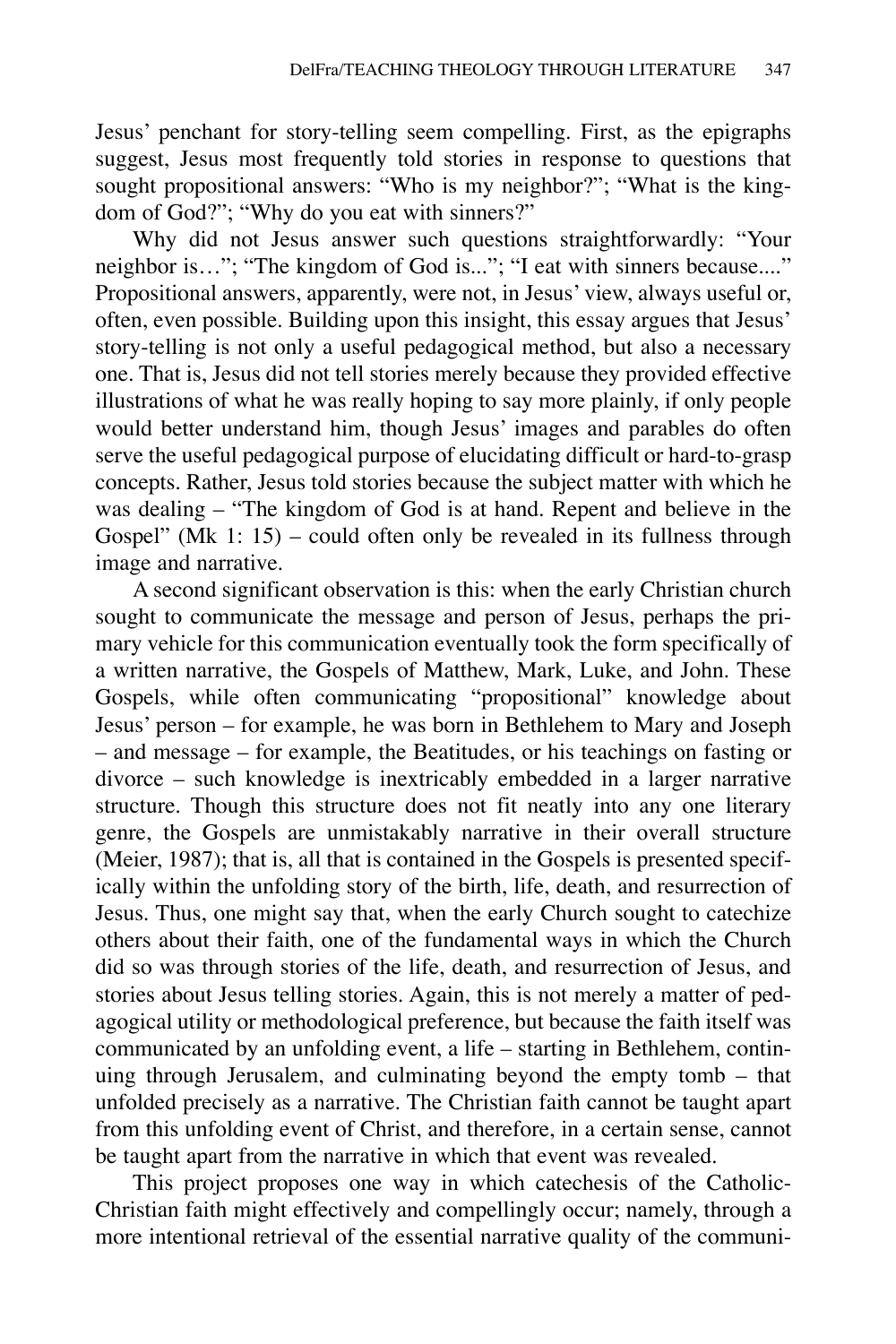Jesus' penchant for story-telling seem compelling. First, as the epigraphs suggest, Jesus most frequently told stories in response to questions that sought propositional answers: "Who is my neighbor?"; "What is the kingdom of God?"; "Why do you eat with sinners?"

Why did not Jesus answer such questions straightforwardly: "Your neighbor is…"; "The kingdom of God is..."; "I eat with sinners because...." Propositional answers, apparently, were not, in Jesus' view, always useful or, often, even possible. Building upon this insight, this essay argues that Jesus' story-telling is not only a useful pedagogical method, but also a necessary one. That is, Jesus did not tell stories merely because they provided effective illustrations of what he was really hoping to say more plainly, if only people would better understand him, though Jesus' images and parables do often serve the useful pedagogical purpose of elucidating difficult or hard-to-grasp concepts. Rather, Jesus told stories because the subject matter with which he was dealing – "The kingdom of God is at hand. Repent and believe in the Gospel" (Mk 1: 15) – could often only be revealed in its fullness through image and narrative.

A second significant observation is this: when the early Christian church sought to communicate the message and person of Jesus, perhaps the primary vehicle for this communication eventually took the form specifically of a written narrative, the Gospels of Matthew, Mark, Luke, and John. These Gospels, while often communicating "propositional" knowledge about Jesus' person – for example, he was born in Bethlehem to Mary and Joseph – and message – for example, the Beatitudes, or his teachings on fasting or divorce – such knowledge is inextricably embedded in a larger narrative structure. Though this structure does not fit neatly into any one literary genre, the Gospels are unmistakably narrative in their overall structure (Meier, 1987); that is, all that is contained in the Gospels is presented specifically within the unfolding story of the birth, life, death, and resurrection of Jesus. Thus, one might say that, when the early Church sought to catechize others about their faith, one of the fundamental ways in which the Church did so was through stories of the life, death, and resurrection of Jesus, and stories about Jesus telling stories. Again, this is not merely a matter of pedagogical utility or methodological preference, but because the faith itself was communicated by an unfolding event, a life – starting in Bethlehem, continuing through Jerusalem, and culminating beyond the empty tomb – that unfolded precisely as a narrative. The Christian faith cannot be taught apart from this unfolding event of Christ, and therefore, in a certain sense, cannot be taught apart from the narrative in which that event was revealed.

This project proposes one way in which catechesis of the Catholic-Christian faith might effectively and compellingly occur; namely, through a more intentional retrieval of the essential narrative quality of the communi-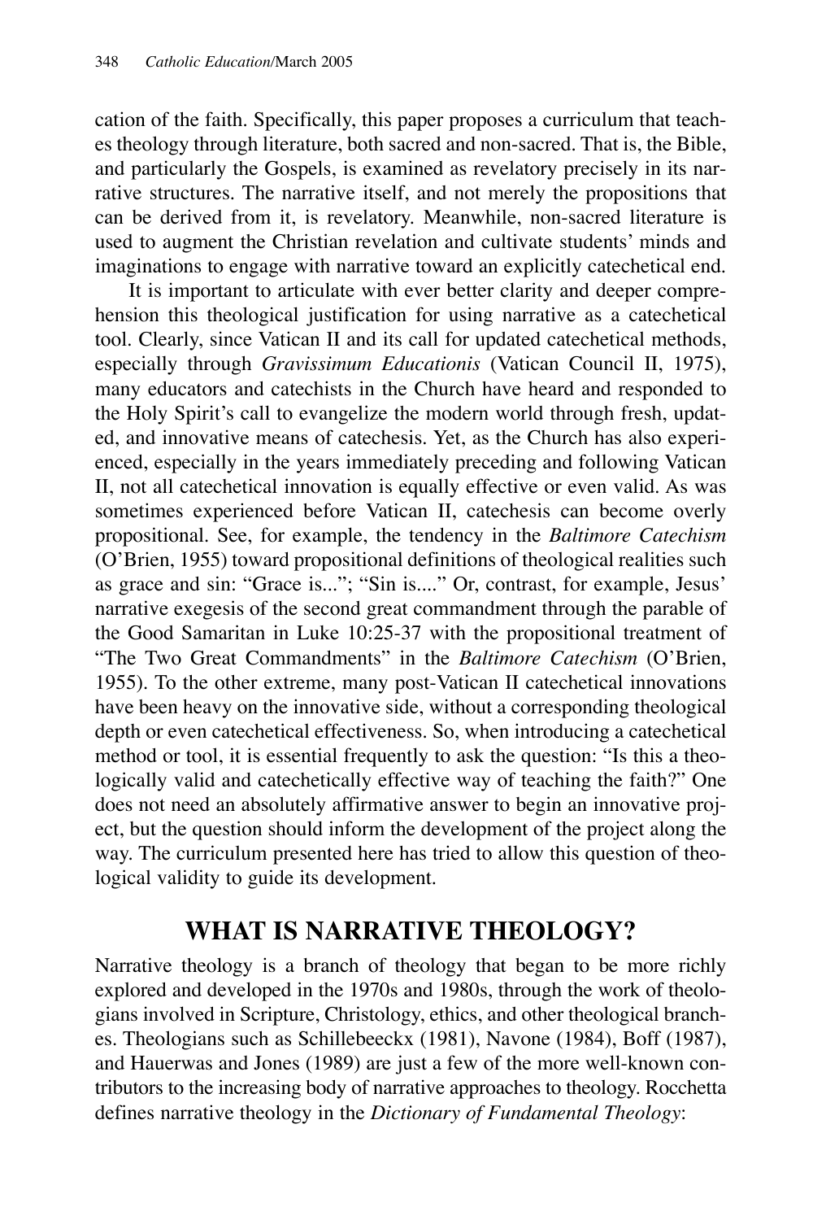cation of the faith. Specifically, this paper proposes a curriculum that teaches theology through literature, both sacred and non-sacred. That is, the Bible, and particularly the Gospels, is examined as revelatory precisely in its narrative structures. The narrative itself, and not merely the propositions that can be derived from it, is revelatory. Meanwhile, non-sacred literature is used to augment the Christian revelation and cultivate students' minds and imaginations to engage with narrative toward an explicitly catechetical end.

It is important to articulate with ever better clarity and deeper comprehension this theological justification for using narrative as a catechetical tool. Clearly, since Vatican II and its call for updated catechetical methods, especially through *Gravissimum Educationis* (Vatican Council II, 1975), many educators and catechists in the Church have heard and responded to the Holy Spirit's call to evangelize the modern world through fresh, updated, and innovative means of catechesis. Yet, as the Church has also experienced, especially in the years immediately preceding and following Vatican II, not all catechetical innovation is equally effective or even valid. As was sometimes experienced before Vatican II, catechesis can become overly propositional. See, for example, the tendency in the *Baltimore Catechism* (O'Brien, 1955) toward propositional definitions of theological realities such as grace and sin: "Grace is..."; "Sin is...." Or, contrast, for example, Jesus' narrative exegesis of the second great commandment through the parable of the Good Samaritan in Luke 10:25-37 with the propositional treatment of "The Two Great Commandments" in the *Baltimore Catechism* (O'Brien, 1955). To the other extreme, many post-Vatican II catechetical innovations have been heavy on the innovative side, without a corresponding theological depth or even catechetical effectiveness. So, when introducing a catechetical method or tool, it is essential frequently to ask the question: "Is this a theologically valid and catechetically effective way of teaching the faith?" One does not need an absolutely affirmative answer to begin an innovative project, but the question should inform the development of the project along the way. The curriculum presented here has tried to allow this question of theological validity to guide its development.

## WHAT IS NARRATIVE THEOLOGY?

Narrative theology is a branch of theology that began to be more richly explored and developed in the 1970s and 1980s, through the work of theologians involved in Scripture, Christology, ethics, and other theological branches. Theologians such as Schillebeeckx (1981), Navone (1984), Boff (1987), and Hauerwas and Jones (1989) are just a few of the more well-known contributors to the increasing body of narrative approaches to theology. Rocchetta defines narrative theology in the *Dictionary of Fundamental Theology*: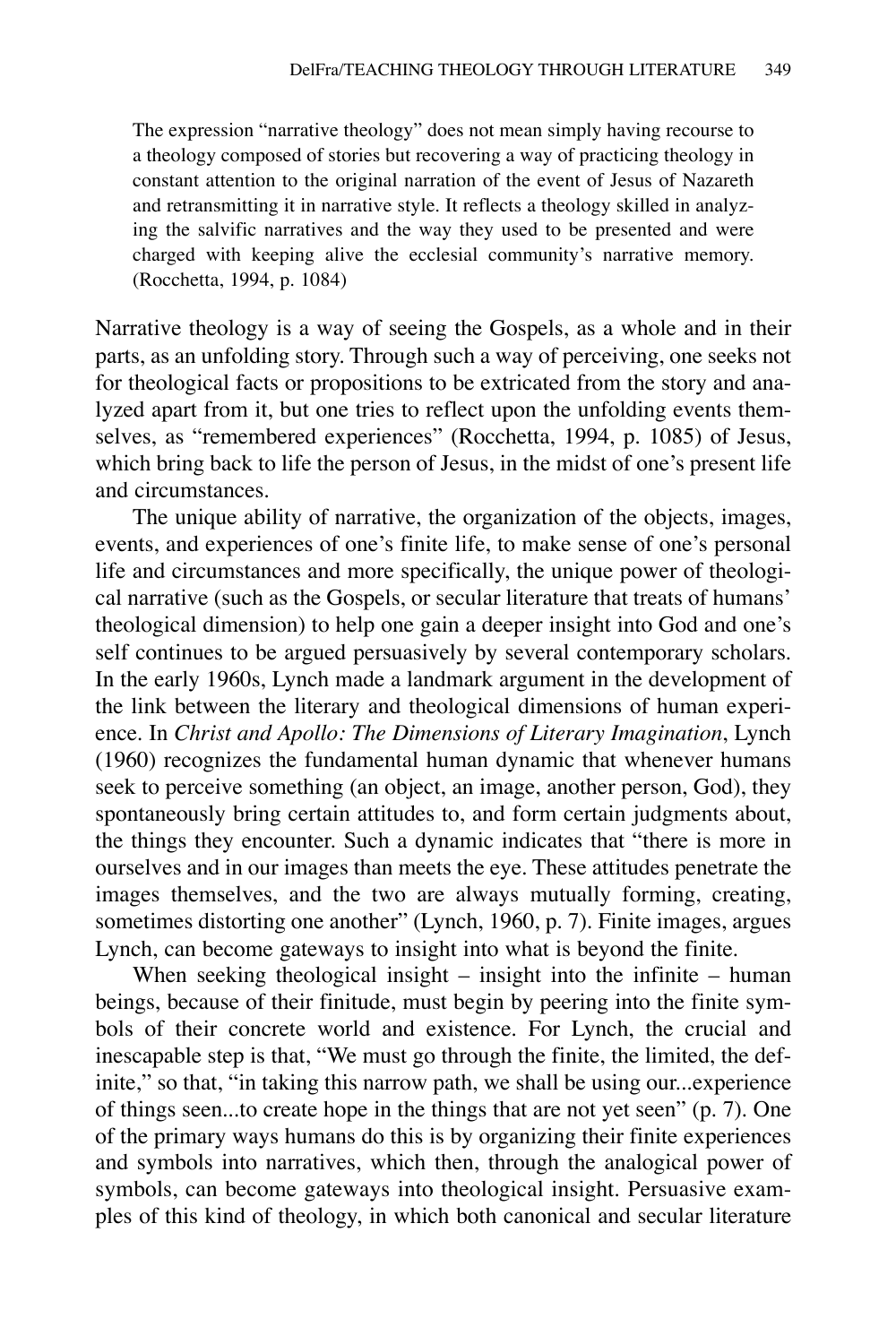> The expression "narrative theology" does not mean simply having recourse to a theology composed of stories but recovering a way of practicing theology in constant attention to the original narration of the event of Jesus of Nazareth and retransmitting it in narrative style. It reflects a theology skilled in analyzing the salvific narratives and the way they used to be presented and were charged with keeping alive the ecclesial community's narrative memory. (Rocchetta, 1994, p. 1084)

Narrative theology is a way of seeing the Gospels, as a whole and in their parts, as an unfolding story. Through such a way of perceiving, one seeks not for theological facts or propositions to be extricated from the story and analyzed apart from it, but one tries to reflect upon the unfolding events themselves, as "remembered experiences" (Rocchetta, 1994, p. 1085) of Jesus, which bring back to life the person of Jesus, in the midst of one's present life and circumstances.

The unique ability of narrative, the organization of the objects, images, events, and experiences of one's finite life, to make sense of one's personal life and circumstances and more specifically, the unique power of theological narrative (such as the Gospels, or secular literature that treats of humans' theological dimension) to help one gain a deeper insight into God and one's self continues to be argued persuasively by several contemporary scholars. In the early 1960s, Lynch made a landmark argument in the development of the link between the literary and theological dimensions of human experience. In *Christ and Apollo: The Dimensions of Literary Imagination*, Lynch (1960) recognizes the fundamental human dynamic that whenever humans seek to perceive something (an object, an image, another person, God), they spontaneously bring certain attitudes to, and form certain judgments about, the things they encounter. Such a dynamic indicates that "there is more in ourselves and in our images than meets the eye. These attitudes penetrate the images themselves, and the two are always mutually forming, creating, sometimes distorting one another" (Lynch, 1960, p. 7). Finite images, argues Lynch, can become gateways to insight into what is beyond the finite.

When seeking theological insight – insight into the infinite – human beings, because of their finitude, must begin by peering into the finite symbols of their concrete world and existence. For Lynch, the crucial and inescapable step is that, "We must go through the finite, the limited, the definite," so that, "in taking this narrow path, we shall be using our...experience of things seen...to create hope in the things that are not yet seen" (p. 7). One of the primary ways humans do this is by organizing their finite experiences and symbols into narratives, which then, through the analogical power of symbols, can become gateways into theological insight. Persuasive examples of this kind of theology, in which both canonical and secular literature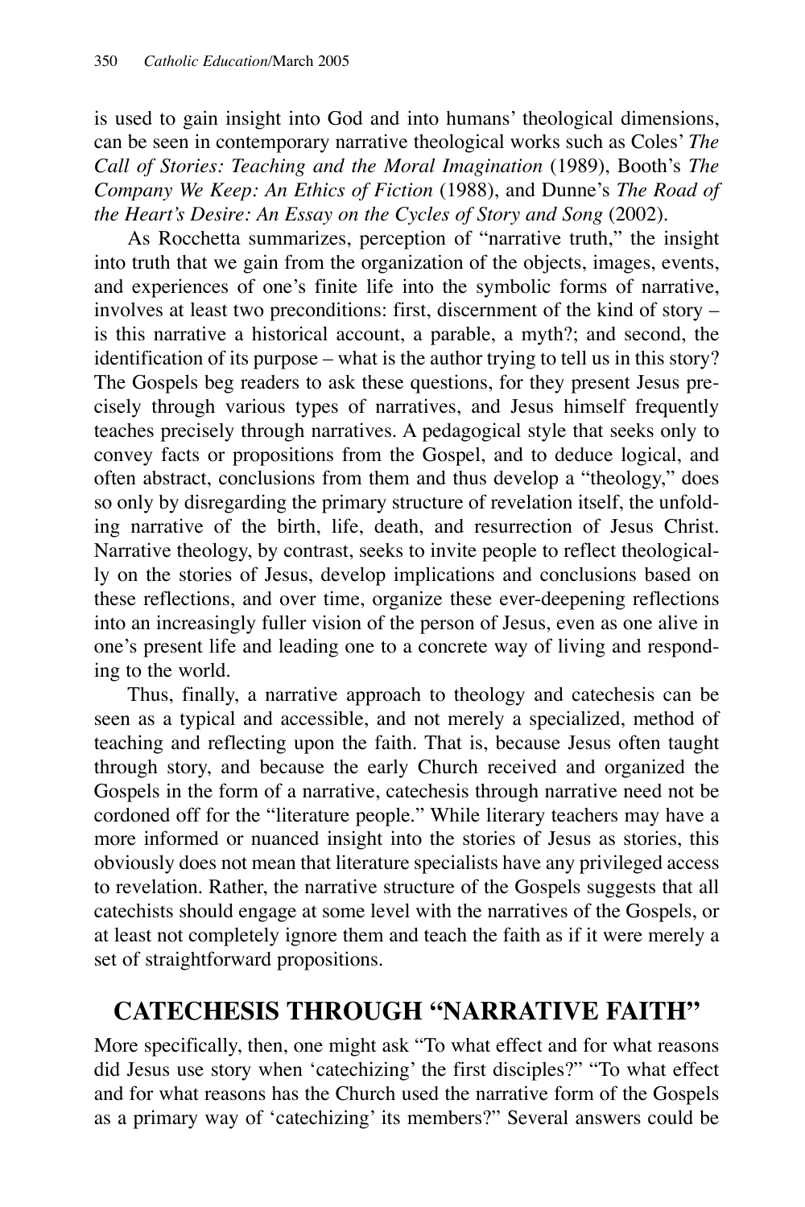is used to gain insight into God and into humans' theological dimensions, can be seen in contemporary narrative theological works such as Coles' *The Call of Stories: Teaching and the Moral Imagination* (1989), Booth's *The Company We Keep: An Ethics of Fiction* (1988), and Dunne's *The Road of the Heart's Desire: An Essay on the Cycles of Story and Song* (2002).

As Rocchetta summarizes, perception of "narrative truth," the insight into truth that we gain from the organization of the objects, images, events, and experiences of one's finite life into the symbolic forms of narrative, involves at least two preconditions: first, discernment of the kind of story – is this narrative a historical account, a parable, a myth?; and second, the identification of its purpose – what is the author trying to tell us in this story? The Gospels beg readers to ask these questions, for they present Jesus precisely through various types of narratives, and Jesus himself frequently teaches precisely through narratives. A pedagogical style that seeks only to convey facts or propositions from the Gospel, and to deduce logical, and often abstract, conclusions from them and thus develop a "theology," does so only by disregarding the primary structure of revelation itself, the unfolding narrative of the birth, life, death, and resurrection of Jesus Christ. Narrative theology, by contrast, seeks to invite people to reflect theologically on the stories of Jesus, develop implications and conclusions based on these reflections, and over time, organize these ever-deepening reflections into an increasingly fuller vision of the person of Jesus, even as one alive in one's present life and leading one to a concrete way of living and responding to the world.

Thus, finally, a narrative approach to theology and catechesis can be seen as a typical and accessible, and not merely a specialized, method of teaching and reflecting upon the faith. That is, because Jesus often taught through story, and because the early Church received and organized the Gospels in the form of a narrative, catechesis through narrative need not be cordoned off for the "literature people." While literary teachers may have a more informed or nuanced insight into the stories of Jesus as stories, this obviously does not mean that literature specialists have any privileged access to revelation. Rather, the narrative structure of the Gospels suggests that all catechists should engage at some level with the narratives of the Gospels, or at least not completely ignore them and teach the faith as if it were merely a set of straightforward propositions.

## CATECHESIS THROUGH "NARRATIVE FAITH"

More specifically, then, one might ask "To what effect and for what reasons did Jesus use story when 'catechizing' the first disciples?" "To what effect and for what reasons has the Church used the narrative form of the Gospels as a primary way of 'catechizing' its members?" Several answers could be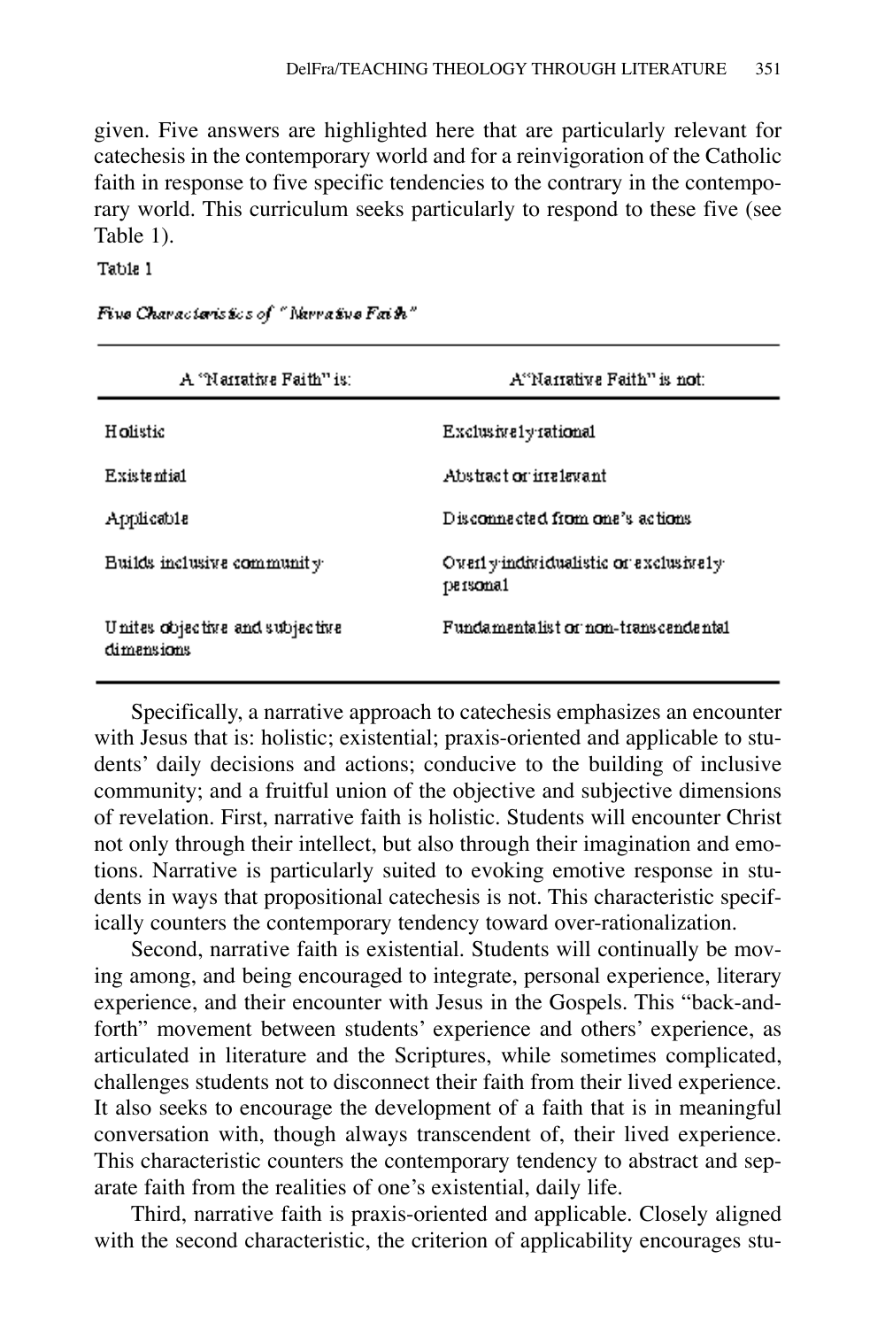given. Five answers are highlighted here that are particularly relevant for catechesis in the contemporary world and for a reinvigoration of the Catholic faith in response to five specific tendencies to the contrary in the contemporary world. This curriculum seeks particularly to respond to these five (see Table 1).

Table 1

*Five Characteristics of "Narrative Faith"*

| A "Narrative Faith" is: | A "Narrative Faith" is not: |
|---|---|
| Holistic | Exclusively rational |
| Existential | Abstract or irrelevant |
| Applicable | Disconnected from one's actions |
| Builds inclusive community | Overly individualistic or exclusively personal |
| Unites objective and subjective dimensions | Fundamentalist or non-transcendental |

Specifically, a narrative approach to catechesis emphasizes an encounter with Jesus that is: holistic; existential; praxis-oriented and applicable to students' daily decisions and actions; conducive to the building of inclusive community; and a fruitful union of the objective and subjective dimensions of revelation. First, narrative faith is holistic. Students will encounter Christ not only through their intellect, but also through their imagination and emotions. Narrative is particularly suited to evoking emotive response in students in ways that propositional catechesis is not. This characteristic specifically counters the contemporary tendency toward over-rationalization.

Second, narrative faith is existential. Students will continually be moving among, and being encouraged to integrate, personal experience, literary experience, and their encounter with Jesus in the Gospels. This "back-and-forth" movement between students' experience and others' experience, as articulated in literature and the Scriptures, while sometimes complicated, challenges students not to disconnect their faith from their lived experience. It also seeks to encourage the development of a faith that is in meaningful conversation with, though always transcendent of, their lived experience. This characteristic counters the contemporary tendency to abstract and separate faith from the realities of one's existential, daily life.

Third, narrative faith is praxis-oriented and applicable. Closely aligned with the second characteristic, the criterion of applicability encourages stu-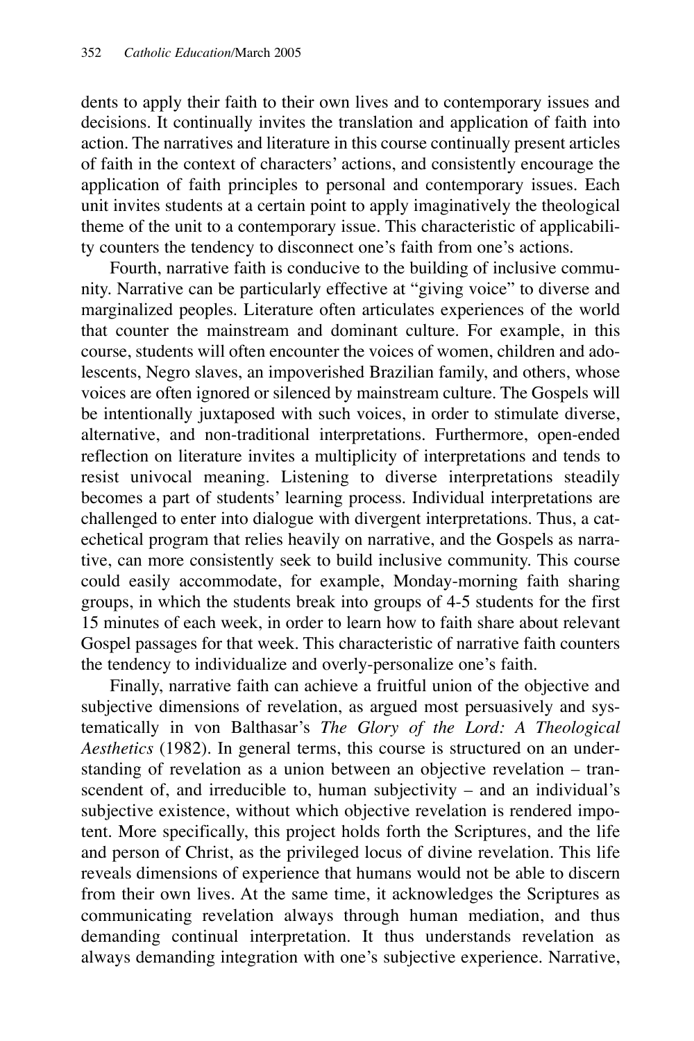dents to apply their faith to their own lives and to contemporary issues and decisions. It continually invites the translation and application of faith into action. The narratives and literature in this course continually present articles of faith in the context of characters' actions, and consistently encourage the application of faith principles to personal and contemporary issues. Each unit invites students at a certain point to apply imaginatively the theological theme of the unit to a contemporary issue. This characteristic of applicability counters the tendency to disconnect one's faith from one's actions.

Fourth, narrative faith is conducive to the building of inclusive community. Narrative can be particularly effective at "giving voice" to diverse and marginalized peoples. Literature often articulates experiences of the world that counter the mainstream and dominant culture. For example, in this course, students will often encounter the voices of women, children and adolescents, Negro slaves, an impoverished Brazilian family, and others, whose voices are often ignored or silenced by mainstream culture. The Gospels will be intentionally juxtaposed with such voices, in order to stimulate diverse, alternative, and non-traditional interpretations. Furthermore, open-ended reflection on literature invites a multiplicity of interpretations and tends to resist univocal meaning. Listening to diverse interpretations steadily becomes a part of students' learning process. Individual interpretations are challenged to enter into dialogue with divergent interpretations. Thus, a catechetical program that relies heavily on narrative, and the Gospels as narrative, can more consistently seek to build inclusive community. This course could easily accommodate, for example, Monday-morning faith sharing groups, in which the students break into groups of 4-5 students for the first 15 minutes of each week, in order to learn how to faith share about relevant Gospel passages for that week. This characteristic of narrative faith counters the tendency to individualize and overly-personalize one's faith.

Finally, narrative faith can achieve a fruitful union of the objective and subjective dimensions of revelation, as argued most persuasively and systematically in von Balthasar's *The Glory of the Lord: A Theological Aesthetics* (1982). In general terms, this course is structured on an understanding of revelation as a union between an objective revelation – transcendent of, and irreducible to, human subjectivity – and an individual's subjective existence, without which objective revelation is rendered impotent. More specifically, this project holds forth the Scriptures, and the life and person of Christ, as the privileged locus of divine revelation. This life reveals dimensions of experience that humans would not be able to discern from their own lives. At the same time, it acknowledges the Scriptures as communicating revelation always through human mediation, and thus demanding continual interpretation. It thus understands revelation as always demanding integration with one's subjective experience. Narrative,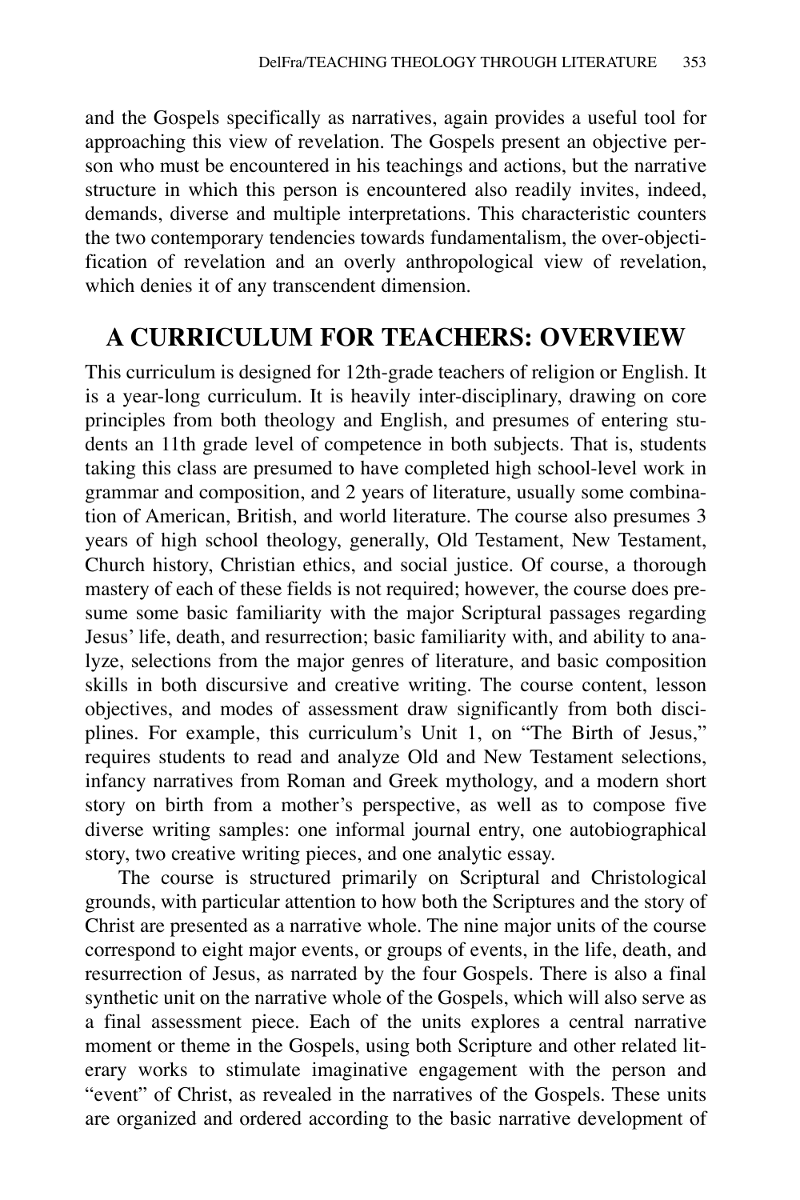and the Gospels specifically as narratives, again provides a useful tool for approaching this view of revelation. The Gospels present an objective person who must be encountered in his teachings and actions, but the narrative structure in which this person is encountered also readily invites, indeed, demands, diverse and multiple interpretations. This characteristic counters the two contemporary tendencies towards fundamentalism, the over-objectification of revelation and an overly anthropological view of revelation, which denies it of any transcendent dimension.

## A CURRICULUM FOR TEACHERS: OVERVIEW

This curriculum is designed for 12th-grade teachers of religion or English. It is a year-long curriculum. It is heavily inter-disciplinary, drawing on core principles from both theology and English, and presumes of entering students an 11th grade level of competence in both subjects. That is, students taking this class are presumed to have completed high school-level work in grammar and composition, and 2 years of literature, usually some combination of American, British, and world literature. The course also presumes 3 years of high school theology, generally, Old Testament, New Testament, Church history, Christian ethics, and social justice. Of course, a thorough mastery of each of these fields is not required; however, the course does presume some basic familiarity with the major Scriptural passages regarding Jesus' life, death, and resurrection; basic familiarity with, and ability to analyze, selections from the major genres of literature, and basic composition skills in both discursive and creative writing. The course content, lesson objectives, and modes of assessment draw significantly from both disciplines. For example, this curriculum's Unit 1, on "The Birth of Jesus," requires students to read and analyze Old and New Testament selections, infancy narratives from Roman and Greek mythology, and a modern short story on birth from a mother's perspective, as well as to compose five diverse writing samples: one informal journal entry, one autobiographical story, two creative writing pieces, and one analytic essay.

The course is structured primarily on Scriptural and Christological grounds, with particular attention to how both the Scriptures and the story of Christ are presented as a narrative whole. The nine major units of the course correspond to eight major events, or groups of events, in the life, death, and resurrection of Jesus, as narrated by the four Gospels. There is also a final synthetic unit on the narrative whole of the Gospels, which will also serve as a final assessment piece. Each of the units explores a central narrative moment or theme in the Gospels, using both Scripture and other related literary works to stimulate imaginative engagement with the person and "event" of Christ, as revealed in the narratives of the Gospels. These units are organized and ordered according to the basic narrative development of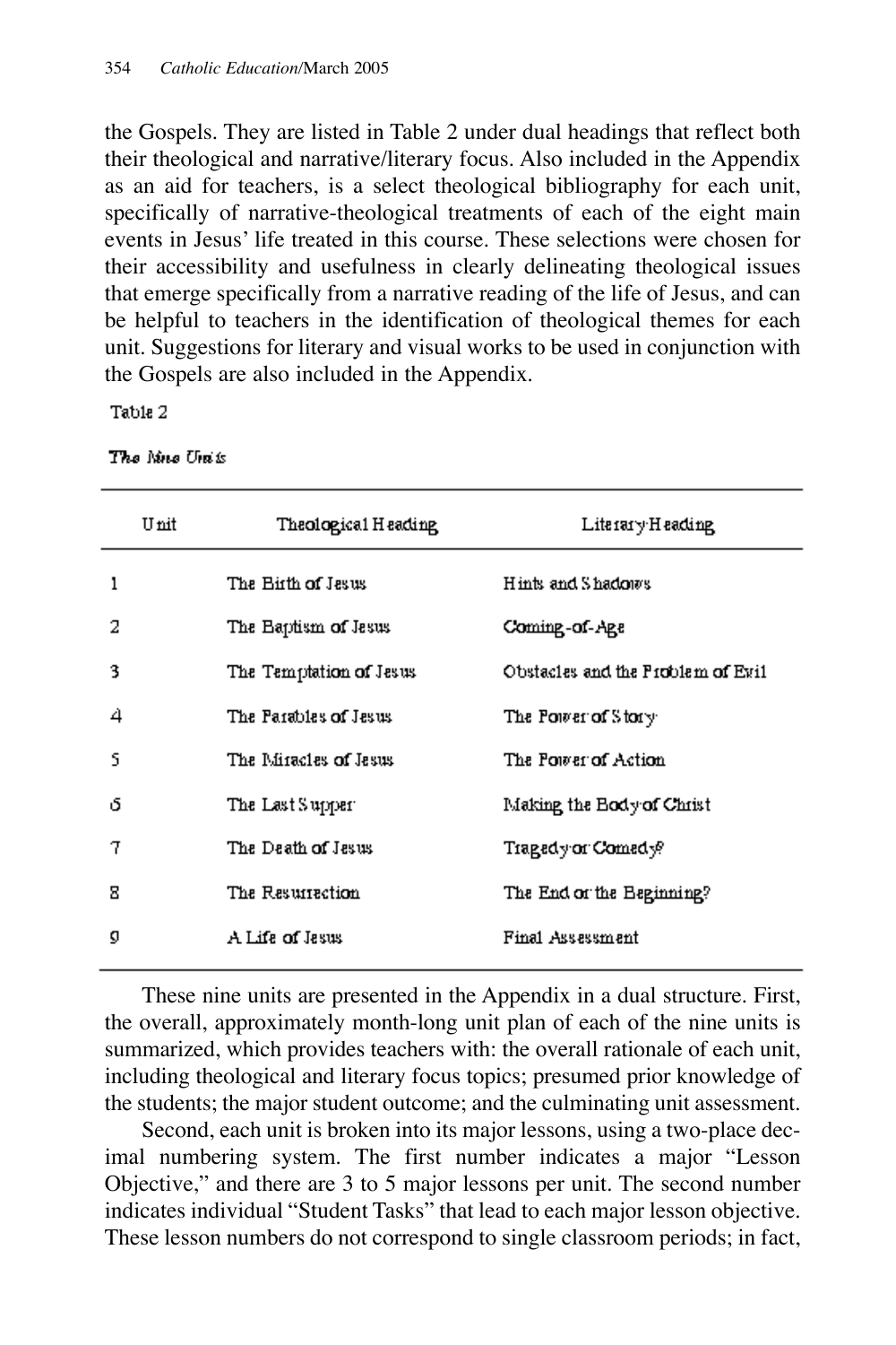the Gospels. They are listed in Table 2 under dual headings that reflect both their theological and narrative/literary focus. Also included in the Appendix as an aid for teachers, is a select theological bibliography for each unit, specifically of narrative-theological treatments of each of the eight main events in Jesus' life treated in this course. These selections were chosen for their accessibility and usefulness in clearly delineating theological issues that emerge specifically from a narrative reading of the life of Jesus, and can be helpful to teachers in the identification of theological themes for each unit. Suggestions for literary and visual works to be used in conjunction with the Gospels are also included in the Appendix.

Table 2

*The Nine Units*

| Unit | Theological Heading | Literary Heading |
|---|---|---|
| 1 | The Birth of Jesus | Hints and Shadows |
| 2 | The Baptism of Jesus | Coming-of-Age |
| 3 | The Temptation of Jesus | Obstacles and the Problem of Evil |
| 4 | The Parables of Jesus | The Power of Story |
| 5 | The Miracles of Jesus | The Power of Action |
| 6 | The Last Supper | Making the Body of Christ |
| 7 | The Death of Jesus | Tragedy or Comedy? |
| 8 | The Resurrection | The End or the Beginning? |
| 9 | A Life of Jesus | Final Assessment |

These nine units are presented in the Appendix in a dual structure. First, the overall, approximately month-long unit plan of each of the nine units is summarized, which provides teachers with: the overall rationale of each unit, including theological and literary focus topics; presumed prior knowledge of the students; the major student outcome; and the culminating unit assessment.

Second, each unit is broken into its major lessons, using a two-place decimal numbering system. The first number indicates a major "Lesson Objective," and there are 3 to 5 major lessons per unit. The second number indicates individual "Student Tasks" that lead to each major lesson objective. These lesson numbers do not correspond to single classroom periods; in fact,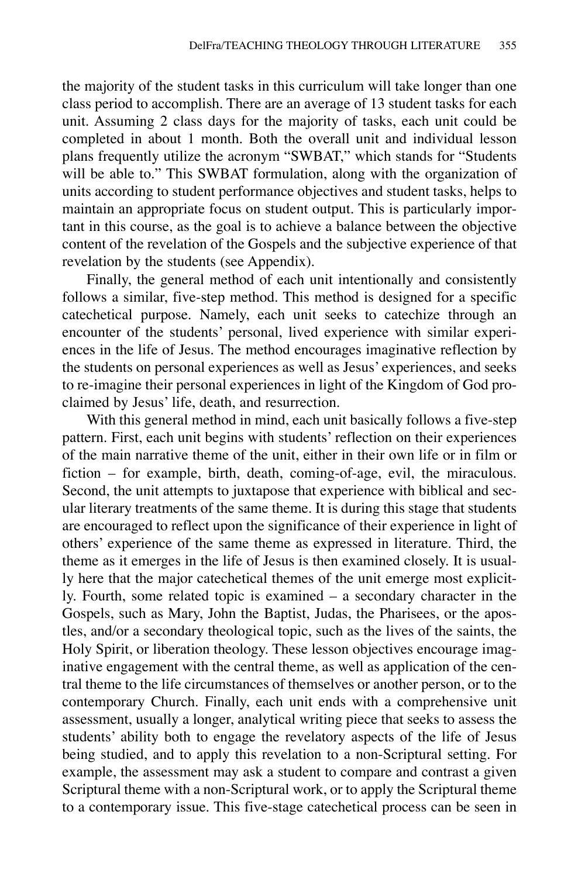the majority of the student tasks in this curriculum will take longer than one class period to accomplish. There are an average of 13 student tasks for each unit. Assuming 2 class days for the majority of tasks, each unit could be completed in about 1 month. Both the overall unit and individual lesson plans frequently utilize the acronym "SWBAT," which stands for "Students will be able to." This SWBAT formulation, along with the organization of units according to student performance objectives and student tasks, helps to maintain an appropriate focus on student output. This is particularly important in this course, as the goal is to achieve a balance between the objective content of the revelation of the Gospels and the subjective experience of that revelation by the students (see Appendix).

Finally, the general method of each unit intentionally and consistently follows a similar, five-step method. This method is designed for a specific catechetical purpose. Namely, each unit seeks to catechize through an encounter of the students' personal, lived experience with similar experiences in the life of Jesus. The method encourages imaginative reflection by the students on personal experiences as well as Jesus' experiences, and seeks to re-imagine their personal experiences in light of the Kingdom of God proclaimed by Jesus' life, death, and resurrection.

With this general method in mind, each unit basically follows a five-step pattern. First, each unit begins with students' reflection on their experiences of the main narrative theme of the unit, either in their own life or in film or fiction – for example, birth, death, coming-of-age, evil, the miraculous. Second, the unit attempts to juxtapose that experience with biblical and secular literary treatments of the same theme. It is during this stage that students are encouraged to reflect upon the significance of their experience in light of others' experience of the same theme as expressed in literature. Third, the theme as it emerges in the life of Jesus is then examined closely. It is usually here that the major catechetical themes of the unit emerge most explicitly. Fourth, some related topic is examined – a secondary character in the Gospels, such as Mary, John the Baptist, Judas, the Pharisees, or the apostles, and/or a secondary theological topic, such as the lives of the saints, the Holy Spirit, or liberation theology. These lesson objectives encourage imaginative engagement with the central theme, as well as application of the central theme to the life circumstances of themselves or another person, or to the contemporary Church. Finally, each unit ends with a comprehensive unit assessment, usually a longer, analytical writing piece that seeks to assess the students' ability both to engage the revelatory aspects of the life of Jesus being studied, and to apply this revelation to a non-Scriptural setting. For example, the assessment may ask a student to compare and contrast a given Scriptural theme with a non-Scriptural work, or to apply the Scriptural theme to a contemporary issue. This five-stage catechetical process can be seen in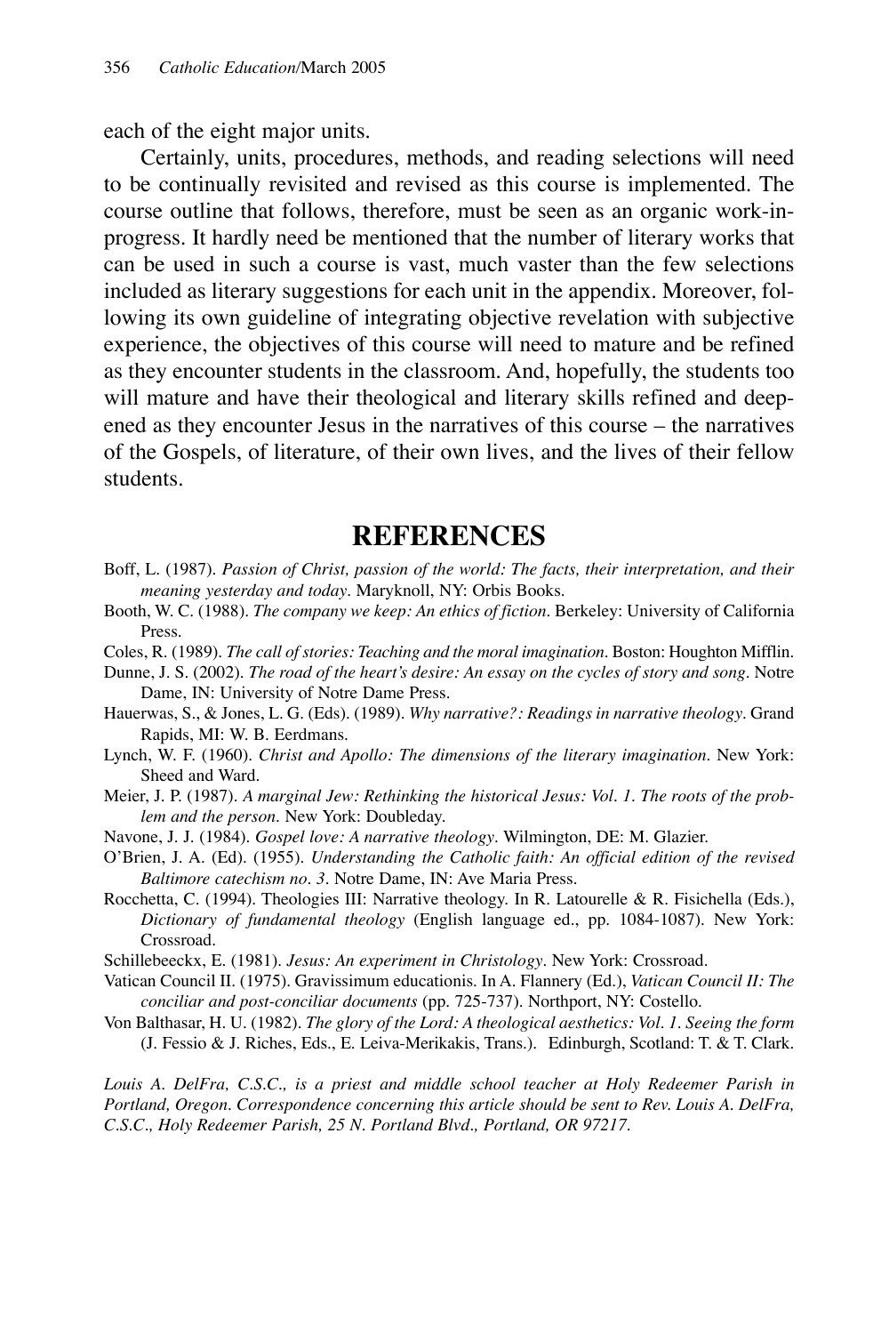each of the eight major units.

Certainly, units, procedures, methods, and reading selections will need to be continually revisited and revised as this course is implemented. The course outline that follows, therefore, must be seen as an organic work-in-progress. It hardly need be mentioned that the number of literary works that can be used in such a course is vast, much vaster than the few selections included as literary suggestions for each unit in the appendix. Moreover, following its own guideline of integrating objective revelation with subjective experience, the objectives of this course will need to mature and be refined as they encounter students in the classroom. And, hopefully, the students too will mature and have their theological and literary skills refined and deepened as they encounter Jesus in the narratives of this course – the narratives of the Gospels, of literature, of their own lives, and the lives of their fellow students.

## REFERENCES

Boff, L. (1987). *Passion of Christ, passion of the world: The facts, their interpretation, and their meaning yesterday and today*. Maryknoll, NY: Orbis Books.

Booth, W. C. (1988). *The company we keep: An ethics of fiction*. Berkeley: University of California Press.

Coles, R. (1989). *The call of stories: Teaching and the moral imagination*. Boston: Houghton Mifflin.

Dunne, J. S. (2002). *The road of the heart's desire: An essay on the cycles of story and song*. Notre Dame, IN: University of Notre Dame Press.

Hauerwas, S., & Jones, L. G. (Eds). (1989). *Why narrative?: Readings in narrative theology*. Grand Rapids, MI: W. B. Eerdmans.

Lynch, W. F. (1960). *Christ and Apollo: The dimensions of the literary imagination*. New York: Sheed and Ward.

Meier, J. P. (1987). *A marginal Jew: Rethinking the historical Jesus: Vol. 1. The roots of the problem and the person*. New York: Doubleday.

Navone, J. J. (1984). *Gospel love: A narrative theology*. Wilmington, DE: M. Glazier.

O'Brien, J. A. (Ed). (1955). *Understanding the Catholic faith: An official edition of the revised Baltimore catechism no. 3*. Notre Dame, IN: Ave Maria Press.

Rocchetta, C. (1994). Theologies III: Narrative theology. In R. Latourelle & R. Fisichella (Eds.), *Dictionary of fundamental theology* (English language ed., pp. 1084-1087). New York: Crossroad.

Schillebeeckx, E. (1981). *Jesus: An experiment in Christology*. New York: Crossroad.

Vatican Council II. (1975). Gravissimum educationis. In A. Flannery (Ed.), *Vatican Council II: The conciliar and post-conciliar documents* (pp. 725-737). Northport, NY: Costello.

Von Balthasar, H. U. (1982). *The glory of the Lord: A theological aesthetics: Vol. 1. Seeing the form* (J. Fessio & J. Riches, Eds., E. Leiva-Merikakis, Trans.). Edinburgh, Scotland: T. & T. Clark.

*Louis A. DelFra, C.S.C., is a priest and middle school teacher at Holy Redeemer Parish in Portland, Oregon. Correspondence concerning this article should be sent to Rev. Louis A. DelFra, C.S.C., Holy Redeemer Parish, 25 N. Portland Blvd., Portland, OR 97217.*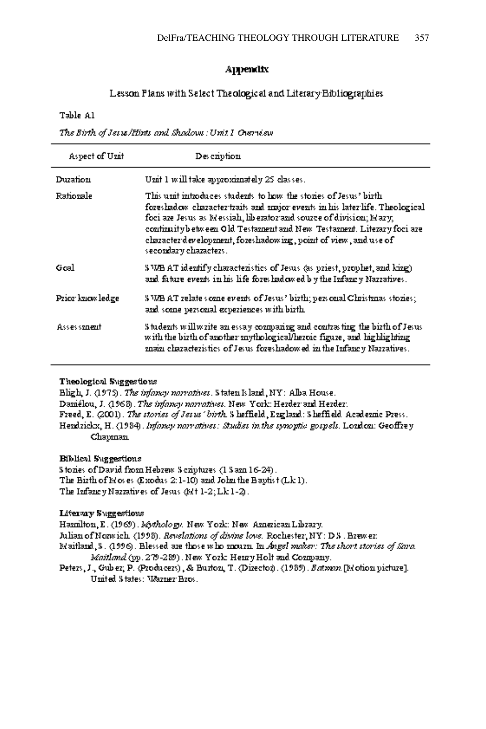## Appendix

### Lesson Plans with Select Theological and Literary Bibliographies

Table A1

*The Birth of Jesus/Hints and Shadows: Unit 1 Overview*

| Aspect of Unit | Description |
| --- | --- |
| Duration | Unit 1 will take approximately 25 classes. |
| Rationale | This unit introduces students to how the stories of Jesus' birth foreshadow character traits and major events in his later life. Theological foci are Jesus as Messiah, liberator and source of division; Mary; continuity between Old Testament and New Testament. Literary foci are character development, foreshadowing, point of view, and use of secondary characters. |
| Goal | SWBAT identify characteristics of Jesus (as priest, prophet, and king) and future events in his life foreshadowed by the Infancy Narratives. |
| Prior knowledge | SWBAT relate some events of Jesus' birth; personal Christmas stories; and some personal experiences with birth. |
| Assessment | Students will write an essay comparing and contrasting the birth of Jesus with the birth of another mythological/heroic figure, and highlighting main characteristics of Jesus foreshadowed in the Infancy Narratives. |

**Theological Suggestions**

Bligh, J. (1975). *The infancy narratives*. Staten Island, NY: Alba House.

Daniélou, J. (1968). *The infancy narratives*. New York: Herder and Herder.

Freed, E. (2001). *The stories of Jesus' birth*. Sheffield, England: Sheffield Academic Press.

Hendrickx, H. (1984). *Infancy narratives: Studies in the synoptic gospels*. London: Geoffrey Chapman.

**Biblical Suggestions**

Stories of David from Hebrew Scriptures (1 Sam 16-24).

The Birth of Moses (Exodus 2:1-10) and John the Baptist (Lk 1).

The Infancy Narratives of Jesus (Mt 1-2; Lk 1-2).

**Literary Suggestions**

Hamilton, E. (1969). *Mythology*. New York: New American Library.

Julian of Norwich. (1998). *Revelations of divine love*. Rochester, NY: D.S. Brewer.

Maitland, S. (1996). Blessed are those who mourn. In *Angel maker: The short stories of Sara Maitland* (pp. 279-289). New York: Henry Holt and Company.

Peters, J., Guber, P. (Producers), & Burton, T. (Director). (1989). *Batman* [Motion picture]. United States: Warner Bros.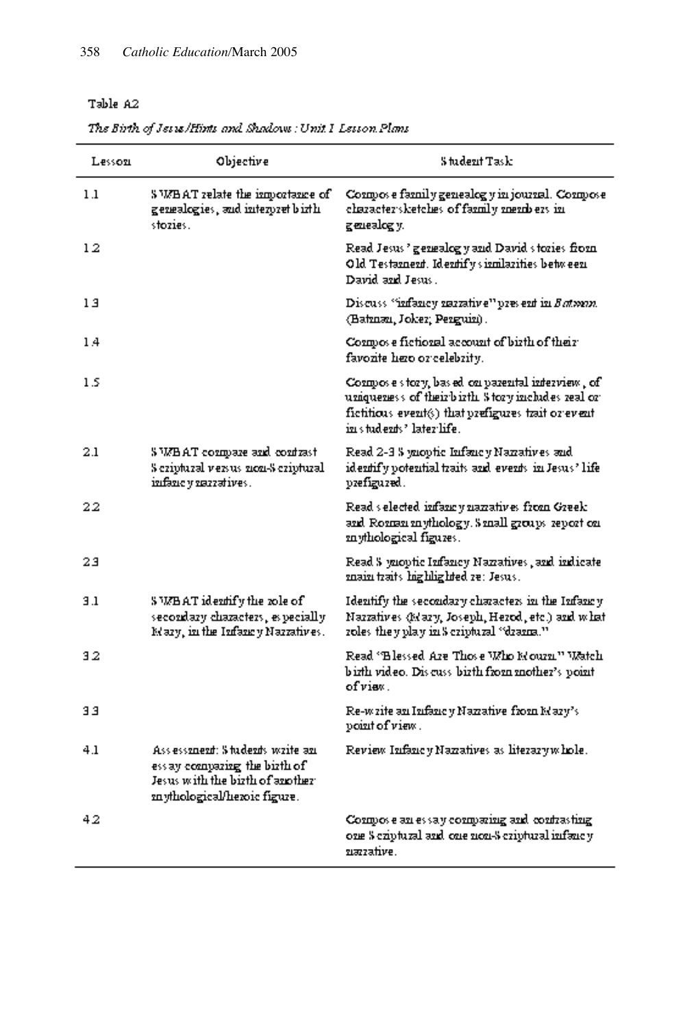Table A2

*The Birth of Jesus/Hints and Shadows: Unit 1 Lesson Plans*

| Lesson | Objective | Student Task |
|---|---|---|
| 1.1 | SWBAT relate the importance of genealogies, and interpret birth stories. | Compose family genealogy in journal. Compose character sketches of family members in genealogy. |
| 1.2 | | Read Jesus' genealogy and David stories from Old Testament. Identify similarities between David and Jesus. |
| 1.3 | | Discuss "infancy narrative" present in *Batman*. (Batman, Joker, Penguin). |
| 1.4 | | Compose fictional account of birth of their favorite hero or celebrity. |
| 1.5 | | Compose story, based on parental interview, of uniqueness of their birth. Story includes real or fictitious event(s) that prefigures trait or event in students' later life. |
| 2.1 | SWBAT compare and contrast Scriptural versus non-Scriptural infancy narratives. | Read 2-3 Synoptic Infancy Narratives and identify potential traits and events in Jesus' life prefigured. |
| 2.2 | | Read selected infancy narratives from Greek and Roman mythology. Small groups report on mythological figures. |
| 2.3 | | Read Synoptic Infancy Narratives, and indicate main traits highlighted re: Jesus. |
| 3.1 | SWBAT identify the role of secondary characters, especially Mary, in the Infancy Narratives. | Identify the secondary characters in the Infancy Narratives (Mary, Joseph, Herod, etc.) and what roles they play in Scriptural "drama." |
| 3.2 | | Read "Blessed Are Those Who Mourn." Watch birth video. Discuss birth from mother's point of view. |
| 3.3 | | Re-write an Infancy Narrative from Mary's point of view. |
| 4.1 | Assessment: Students write an essay comparing the birth of Jesus with the birth of another mythological/heroic figure. | Review Infancy Narratives as literary whole. |
| 4.2 | | Compose an essay comparing and contrasting one Scriptural and one non-Scriptural infancy narrative. |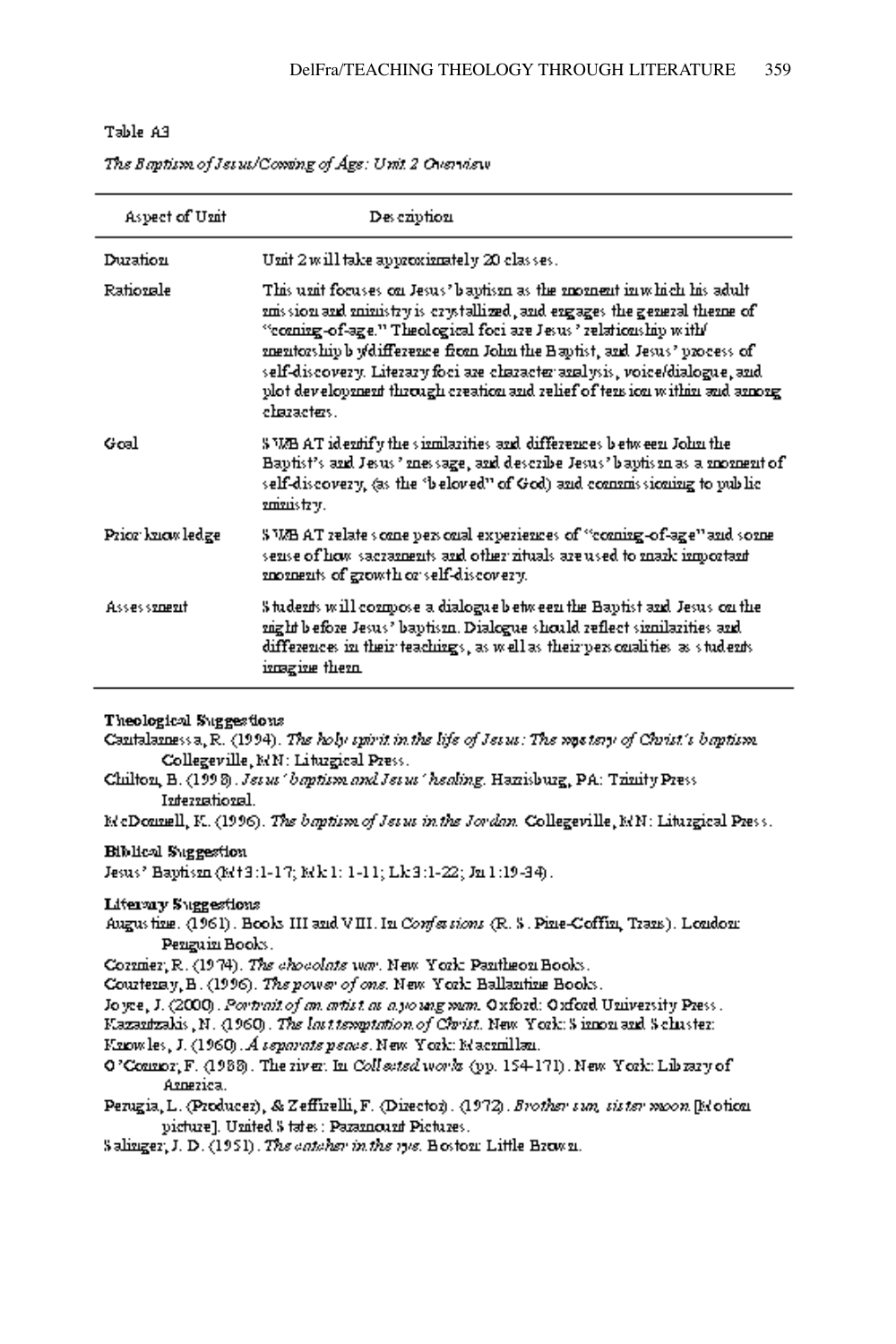Table A3

*The Baptism of Jesus/Coming of Age: Unit 2 Overview*

| Aspect of Unit | Description |
|---|---|
| Duration | Unit 2 will take approximately 20 classes. |
| Rationale | This unit focuses on Jesus' baptism as the moment in which his adult mission and ministry is crystallized, and engages the general theme of "coming-of-age." Theological foci are Jesus' relationship with/mentorship by/difference from John the Baptist, and Jesus' process of self-discovery. Literary foci are character analysis, voice/dialogue, and plot development through creation and relief of tension within and among characters. |
| Goal | SWBAT identify the similarities and differences between John the Baptist's and Jesus' message, and describe Jesus' baptism as a moment of self-discovery, (as the "beloved" of God) and commissioning to public ministry. |
| Prior knowledge | SWBAT relate some personal experiences of "coming-of-age" and some sense of how sacraments and other rituals are used to mark important moments of growth or self-discovery. |
| Assessment | Students will compose a dialogue between the Baptist and Jesus on the night before Jesus' baptism. Dialogue should reflect similarities and differences in their teachings, as well as their personalities as students imagine them. |

**Theological Suggestions**

Cantalamessa, R. (1994). *The holy spirit in the life of Jesus: The mystery of Christ's baptism.* Collegeville, MN: Liturgical Press.

Chilton, B. (1998). *Jesus' baptism and Jesus' healing.* Harrisburg, PA: Trinity Press International.

McDonnell, K. (1996). *The baptism of Jesus in the Jordan.* Collegeville, MN: Liturgical Press.

**Biblical Suggestion**

Jesus' Baptism (Mt 3:1-17; Mk 1: 1-11; Lk 3:1-22; Jn 1:19-34).

**Literary Suggestions**

Augustine. (1961). Books III and VIII. In *Confessions* (R. S. Pine-Coffin, Trans). London: Penguin Books.

Cormier, R. (1974). *The chocolate war.* New York: Pantheon Books.

Courtenay, B. (1996). *The power of one.* New York: Ballantine Books.

Joyce, J. (2000). *Portrait of an artist as a young man.* Oxford: Oxford University Press.

Kazantzakis, N. (1960). *The last temptation of Christ.* New York: Simon and Schuster.

Knowles, J. (1960). *A separate peace.* New York: Macmillan.

O'Connor, F. (1988). The river. In *Collected works* (pp. 154-171). New York: Library of America.

Perugia, L. (Producer), & Zeffirelli, F. (Director). (1972). *Brother sun, sister moon* [Motion picture]. United States: Paramount Pictures.

Salinger, J. D. (1951). *The catcher in the rye.* Boston: Little Brown.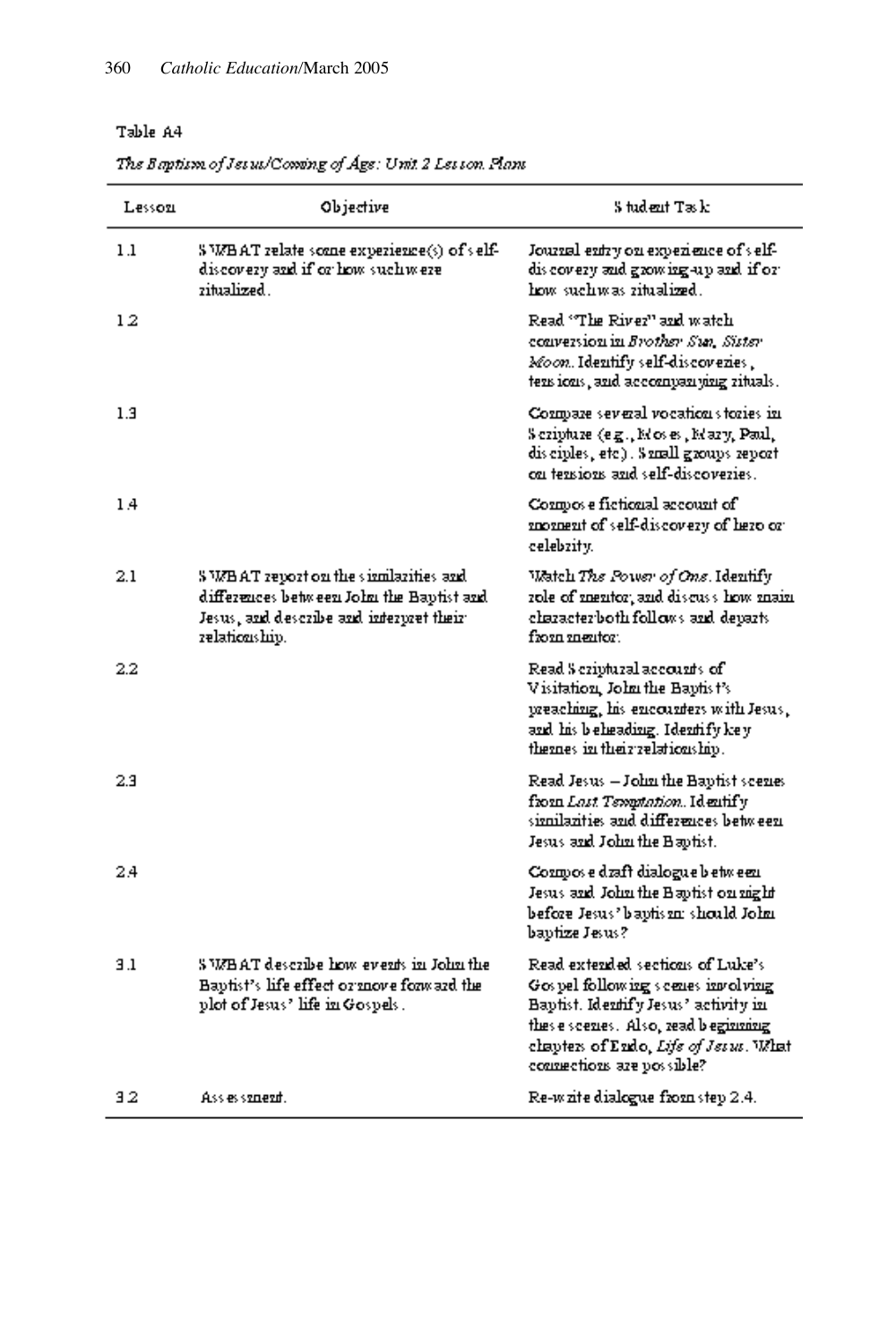Table A4

*The Baptism of Jesus/Coming of Age: Unit 2 Lesson Plans*

| Lesson | Objective | Student Task |
|---|---|---|
| 1.1 | SWBAT relate some experience(s) of self-discovery and if or how such were ritualized. | Journal entry on experience of self-discovery and growing-up and if or how such was ritualized. |
| 1.2 | | Read "The River" and watch conversion in *Brother Sun, Sister Moon*. Identify self-discoveries, tensions, and accompanying rituals. |
| 1.3 | | Compare several vocation stories in Scripture (e.g., Moses, Mary, Paul, disciples, etc.). Small groups report on tensions and self-discoveries. |
| 1.4 | | Compose fictional account of moment of self-discovery of hero or celebrity. |
| 2.1 | SWBAT report on the similarities and differences between John the Baptist and Jesus, and describe and interpret their relationship. | Watch *The Power of One*. Identify role of mentor, and discuss how main character both follows and departs from mentor. |
| 2.2 | | Read Scriptural accounts of Visitation, John the Baptist's preaching, his encounters with Jesus, and his beheading. Identify key themes in their relationship. |
| 2.3 | | Read Jesus – John the Baptist scenes from *Last Temptation*. Identify similarities and differences between Jesus and John the Baptist. |
| 2.4 | | Compose draft dialogue between Jesus and John the Baptist on night before Jesus' baptism: should John baptize Jesus? |
| 3.1 | SWBAT describe how events in John the Baptist's life effect or move forward the plot of Jesus' life in Gospels. | Read extended sections of Luke's Gospel following scenes involving Baptist. Identify Jesus' activity in these scenes. Also, read beginning chapters of Endo, *Life of Jesus*. What connections are possible? |
| 3.2 | Assessment. | Re-write dialogue from step 2.4. |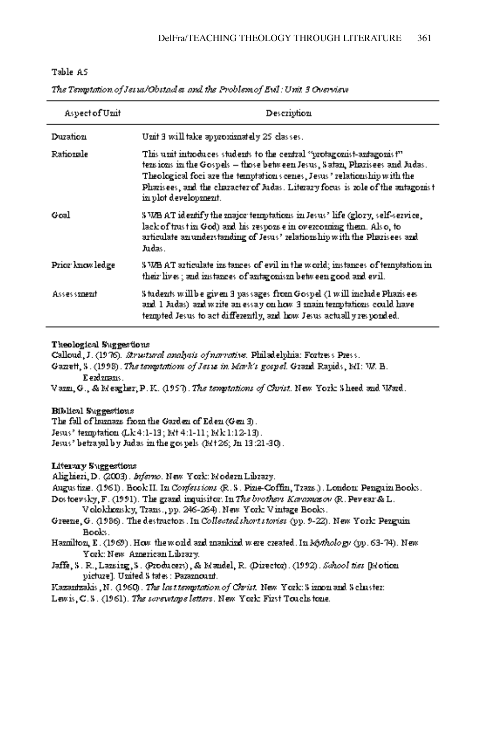Table A5

*The Temptation of Jesus/Obstacles and the Problem of Evil: Unit 3 Overview*

| Aspect of Unit | Description |
|---|---|
| Duration | Unit 3 will take approximately 25 classes. |
| Rationale | This unit introduces students to the central "protagonist-antagonist" tensions in the Gospels – those between Jesus, Satan, Pharisees and Judas. Theological foci are the temptation scenes, Jesus' relationship with the Pharisees, and the character of Judas. Literary focus is role of the antagonist in plot development. |
| Goal | SWBAT identify the major temptations in Jesus' life (glory, self-service, lack of trust in God) and his response in overcoming them. Also, to articulate an understanding of Jesus' relationship with the Pharisees and Judas. |
| Prior knowledge | SWBAT articulate instances of evil in the world; instances of temptation in their lives; and instances of antagonism between good and evil. |
| Assessment | Students will be given 3 passages from Gospel (1 will include Pharisees and 1 Judas) and write an essay on how 3 main temptations could have tempted Jesus to act differently, and how Jesus actually responded. |

**Theological Suggestions**

Calloud, J. (1976). *Structural analysis of narrative.* Philadelphia: Fortress Press.

Garrett, S. (1998). *The temptations of Jesus in Mark's gospel.* Grand Rapids, MI: W. B. Eerdmans.

Vann, G., & Meagher, P. K. (1957). *The temptations of Christ.* New York: Sheed and Ward.

**Biblical Suggestions**

The fall of humans from the Garden of Eden (Gen 3).

Jesus' temptation (Lk 4:1-13; Mt 4:1-11; Mk 1:12-13).

Jesus' betrayal by Judas in the gospels (Mt 26; Jn 13:21-30).

**Literary Suggestions**

Alighieri, D. (2003). *Inferno.* New York: Modern Library.

Augustine. (1961). Book II. In *Confessions* (R. S. Pine-Coffin, Trans.). London: Penguin Books.

Dostoevsky, F. (1991). The grand inquisitor. In *The brothers Karamazov* (R. Pevear & L. Volokhonsky, Trans., pp. 246-264). New York: Vintage Books.

Greene, G. (1986). The destructors. In *Collected short stories* (pp. 9-22). New York: Penguin Books.

Hamilton, E. (1969). How the world and mankind were created. In *Mythology* (pp. 63-74). New York: New American Library.

Jaffe, S. R., Lansing, S. (Producers), & Mandel, R. (Director). (1992). *School ties* [Motion picture]. United States: Paramount.

Kazantzakis, N. (1960). *The last temptation of Christ.* New York: Simon and Schuster.

Lewis, C. S. (1961). *The screwtape letters.* New York: First Touchstone.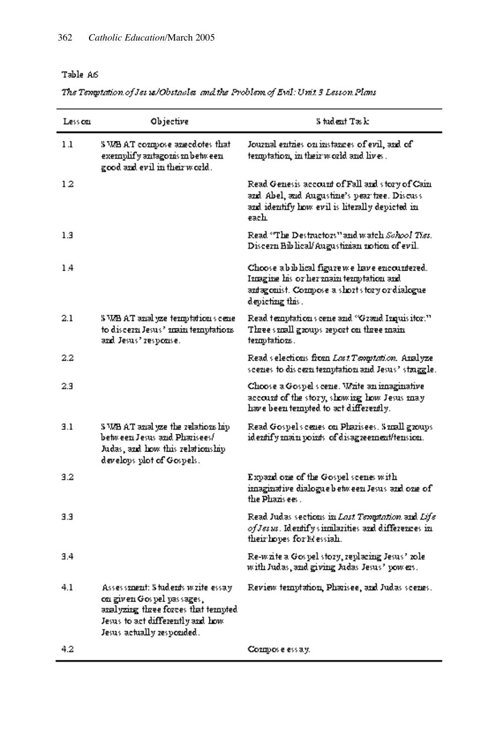Table A6

*The Temptation of Jesus/Obstacles and the Problem of Evil: Unit 3 Lesson Plans*

| Lesson | Objective | Student Task |
|---|---|---|
| 1.1 | SWBAT compose anecdotes that exemplify antagonism between good and evil in their world. | Journal entries on instances of evil, and of temptation, in their world and lives. |
| 1.2 | | Read Genesis account of Fall and story of Cain and Abel, and Augustine's pear tree. Discuss and identify how evil is literally depicted in each. |
| 1.3 | | Read "The Destructors" and watch *School Ties*. Discern Biblical/Augustinian notion of evil. |
| 1.4 | | Choose a biblical figure we have encountered. Imagine his or her main temptation and antagonist. Compose a short story or dialogue depicting this. |
| 2.1 | SWBAT analyze temptation scene to discern Jesus' main temptations and Jesus' response. | Read temptation scene and "Grand Inquisitor." Three small groups report on three main temptations. |
| 2.2 | | Read selections from *Last Temptation*. Analyze scenes to discern temptation and Jesus' struggle. |
| 2.3 | | Choose a Gospel scene. Write an imaginative account of the story, showing how Jesus may have been tempted to act differently. |
| 3.1 | SWBAT analyze the relationship between Jesus and Pharisees/Judas, and how this relationship develops plot of Gospels. | Read Gospel scenes on Pharisees. Small groups identify main points of disagreement/tension. |
| 3.2 | | Expand one of the Gospel scenes with imaginative dialogue between Jesus and one of the Pharisees. |
| 3.3 | | Read Judas sections in *Last Temptation* and *Life of Jesus*. Identify similarities and differences in their hopes for Messiah. |
| 3.4 | | Re-write a Gospel story, replacing Jesus' role with Judas, and giving Judas Jesus' powers. |
| 4.1 | Assessment: Students write essay on given Gospel passages, analyzing three forces that tempted Jesus to act differently and how Jesus actually responded. | Review temptation, Pharisee, and Judas scenes. |
| 4.2 | | Compose essay. |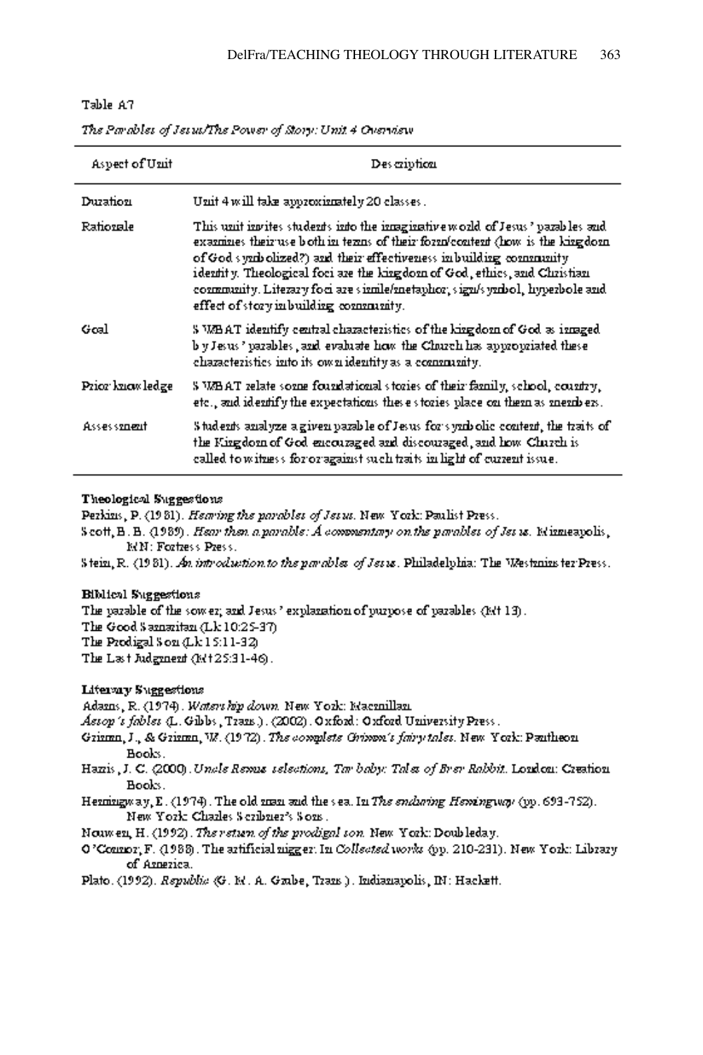Table A7

*The Parables of Jesus/The Power of Story: Unit 4 Overview*

| Aspect of Unit | Description |
|---|---|
| Duration | Unit 4 will take approximately 20 classes. |
| Rationale | This unit invites students into the imaginative world of Jesus' parables and examines their use both in terms of their form/content (how is the kingdom of God symbolized?) and their effectiveness in building community identity. Theological foci are the kingdom of God, ethics, and Christian community. Literary foci are simile/metaphor, sign/symbol, hyperbole and effect of story in building community. |
| Goal | SWBAT identify central characteristics of the kingdom of God as imaged by Jesus' parables, and evaluate how the Church has appropriated these characteristics into its own identity as a community. |
| Prior knowledge | SWBAT relate some foundational stories of their family, school, country, etc., and identify the expectations these stories place on them as members. |
| Assessment | Students analyze a given parable of Jesus for symbolic content, the traits of the Kingdom of God encouraged and discouraged, and how Church is called to witness for or against such traits in light of current issue. |

**Theological Suggestions**

Perkins, P. (1981). *Hearing the parables of Jesus*. New York: Paulist Press.

Scott, B. B. (1989). *Hear then a parable: A commentary on the parables of Jesus*. Minneapolis, MN: Fortress Press.

Stein, R. (1981). *An introduction to the parables of Jesus*. Philadelphia: The Westminster Press.

**Biblical Suggestions**

The parable of the sower; and Jesus' explanation of purpose of parables (Mt 13).

The Good Samaritan (Lk 10:25-37)

The Prodigal Son (Lk 15:11-32)

The Last Judgment (Mt 25:31-46).

**Literary Suggestions**

Adams, R. (1974). *Watership down*. New York: Macmillan.

*Aesop's fables* (L. Gibbs, Trans.). (2002). Oxford: Oxford University Press.

Grimm, J., & Grimm, W. (1972). *The complete Grimm's fairy tales*. New York: Pantheon Books.

Harris, J. C. (2000). *Uncle Remus selections, Tar baby: Tales of Brer Rabbit*. London: Creation Books.

Hemingway, E. (1974). The old man and the sea. In *The enduring Hemingway* (pp. 693-752). New York: Charles Scribner's Sons.

Nouwen, H. (1992). *The return of the prodigal son*. New York: Doubleday.

O'Connor, F. (1988). The artificial nigger. In *Collected works* (pp. 210-231). New York: Library of America.

Plato. (1992). *Republic* (G. M. A. Grube, Trans.). Indianapolis, IN: Hackett.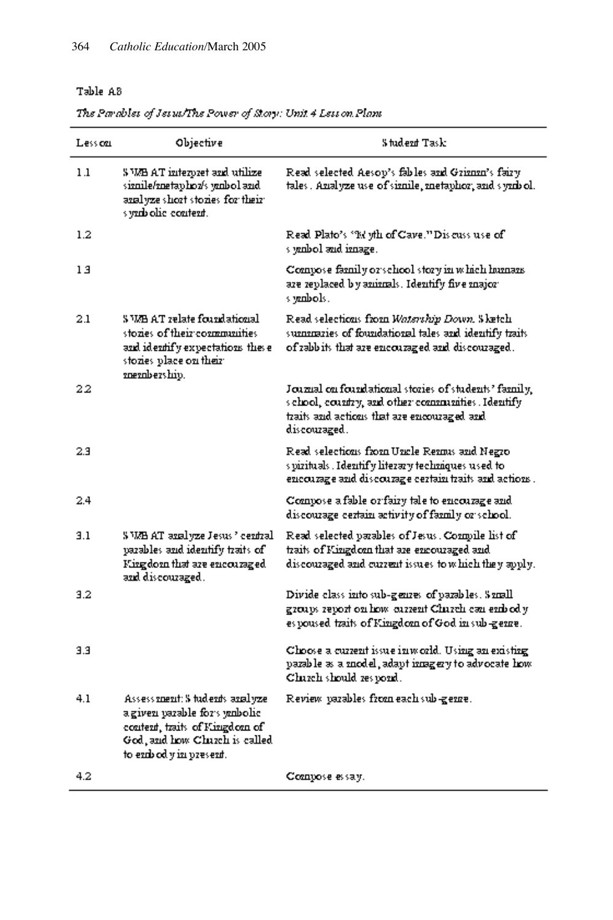Table A8

*The Parables of Jesus/The Power of Story: Unit 4 Lesson Plans*

| Lesson | Objective | Student Task |
|---|---|---|
| 1.1 | SWBAT interpret and utilize simile/metaphor/symbol and analyze short stories for their symbolic content. | Read selected Aesop's fables and Grimm's fairy tales. Analyze use of simile, metaphor, and symbol. |
| 1.2 | | Read Plato's "Myth of Cave." Discuss use of symbol and image. |
| 1.3 | | Compose family or school story in which humans are replaced by animals. Identify five major symbols. |
| 2.1 | SWBAT relate foundational stories of their communities and identify expectations these stories place on their membership. | Read selections from *Watership Down*. Sketch summaries of foundational tales and identify traits of rabbits that are encouraged and discouraged. |
| 2.2 | | Journal on foundational stories of students' family, school, country, and other communities. Identify traits and actions that are encouraged and discouraged. |
| 2.3 | | Read selections from Uncle Remus and Negro spirituals. Identify literary techniques used to encourage and discourage certain traits and actions. |
| 2.4 | | Compose a fable or fairy tale to encourage and discourage certain activity of family or school. |
| 3.1 | SWBAT analyze Jesus' central parables and identify traits of Kingdom that are encouraged and discouraged. | Read selected parables of Jesus. Compile list of traits of Kingdom that are encouraged and discouraged and current issues to which they apply. |
| 3.2 | | Divide class into sub-genres of parables. Small groups report on how current Church can embody espoused traits of Kingdom of God in sub-genre. |
| 3.3 | | Choose a current issue in world. Using an existing parable as a model, adapt imagery to advocate how Church should respond. |
| 4.1 | Assessment: Students analyze a given parable for symbolic content, traits of Kingdom of God, and how Church is called to embody in present. | Review parables from each sub-genre. |
| 4.2 | | Compose essay. |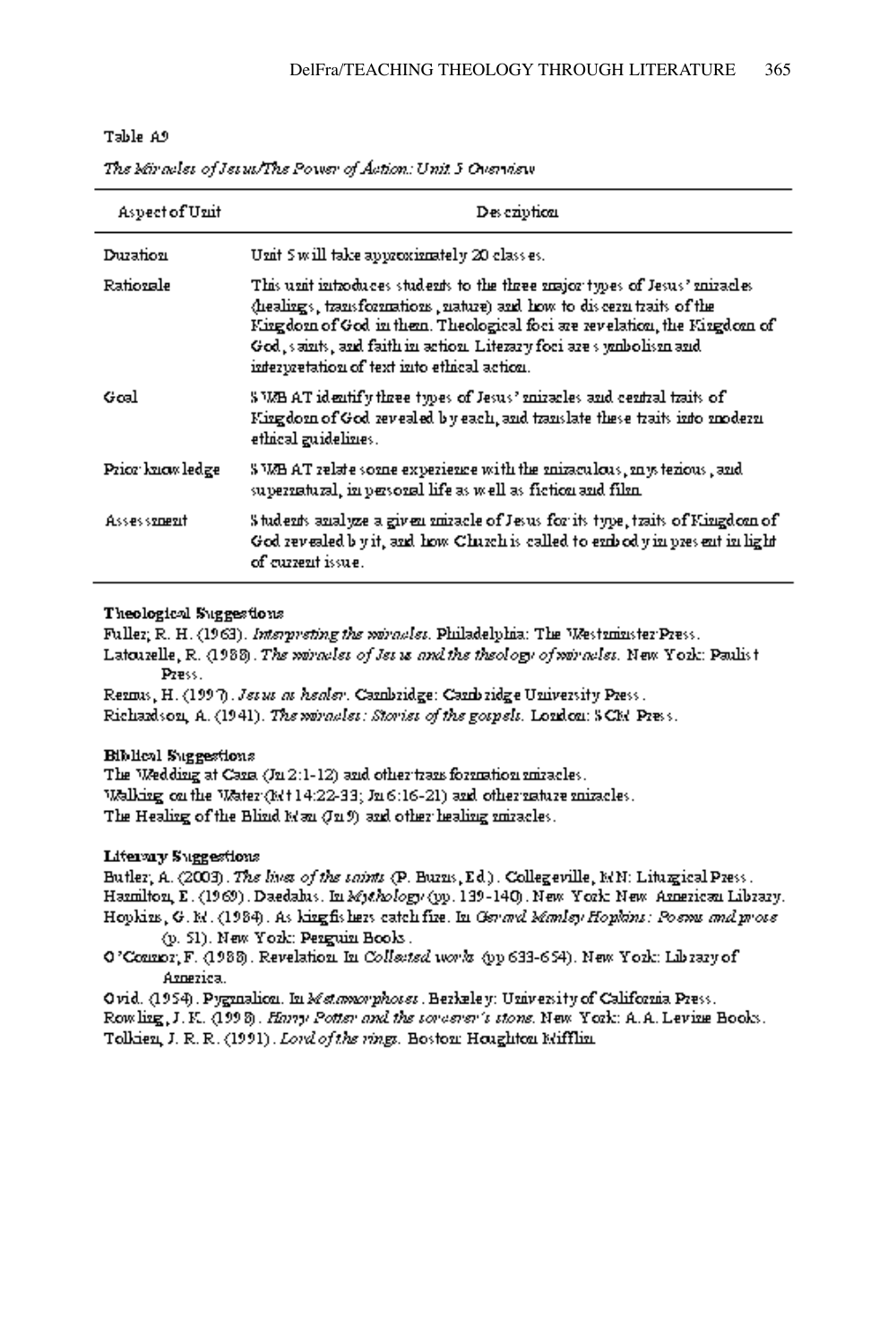Table A9

*The Miracles of Jesus/The Power of Action: Unit 5 Overview*

| Aspect of Unit | Description |
|---|---|
| Duration | Unit 5 will take approximately 20 classes. |
| Rationale | This unit introduces students to the three major types of Jesus' miracles (healings, transformations, nature) and how to discern traits of the Kingdom of God in them. Theological foci are revelation, the Kingdom of God, saints, and faith in action. Literary foci are symbolism and interpretation of text into ethical action. |
| Goal | SWBAT identify three types of Jesus' miracles and central traits of Kingdom of God revealed by each, and translate these traits into modern ethical guidelines. |
| Prior knowledge | SWBAT relate some experience with the miraculous, mysterious, and supernatural, in personal life as well as fiction and film. |
| Assessment | Students analyze a given miracle of Jesus for its type, traits of Kingdom of God revealed by it, and how Church is called to embody in present in light of current issue. |

**Theological Suggestions**

Fuller, R. H. (1963). *Interpreting the miracles*. Philadelphia: The Westminster Press.

Latourelle, R. (1988). *The miracles of Jesus and the theology of miracles*. New York: Paulist Press.

Remus, H. (1997). *Jesus as healer*. Cambridge: Cambridge University Press.

Richardson, A. (1941). *The miracles: Stories of the gospels*. London: SCM Press.

**Biblical Suggestions**

The Wedding at Cana (Jn 2:1-12) and other transformation miracles.

Walking on the Water (Mt 14:22-33; Jn 6:16-21) and other nature miracles.

The Healing of the Blind Man (Jn 9) and other healing miracles.

**Literary Suggestions**

Butler, A. (2003). *The lives of the saints* (P. Burns, Ed.). Collegeville, MN: Liturgical Press.

Hamilton, E. (1969). Daedalus. In *Mythology* (pp. 139-140). New York: New American Library.

Hopkins, G. M. (1984). As kingfishers catch fire. In *Gerard Manley Hopkins: Poems and prose* (p. 51). New York: Penguin Books.

O'Connor, F. (1988). Revelation. In *Collected works* (pp 633-654). New York: Library of America.

Ovid. (1954). Pygmalion. In *Metamorphoses*. Berkeley: University of California Press.

Rowling, J. K. (1998). *Harry Potter and the sorcerer's stone*. New York: A.A. Levine Books.

Tolkien, J. R. R. (1991). *Lord of the rings*. Boston: Houghton Mifflin.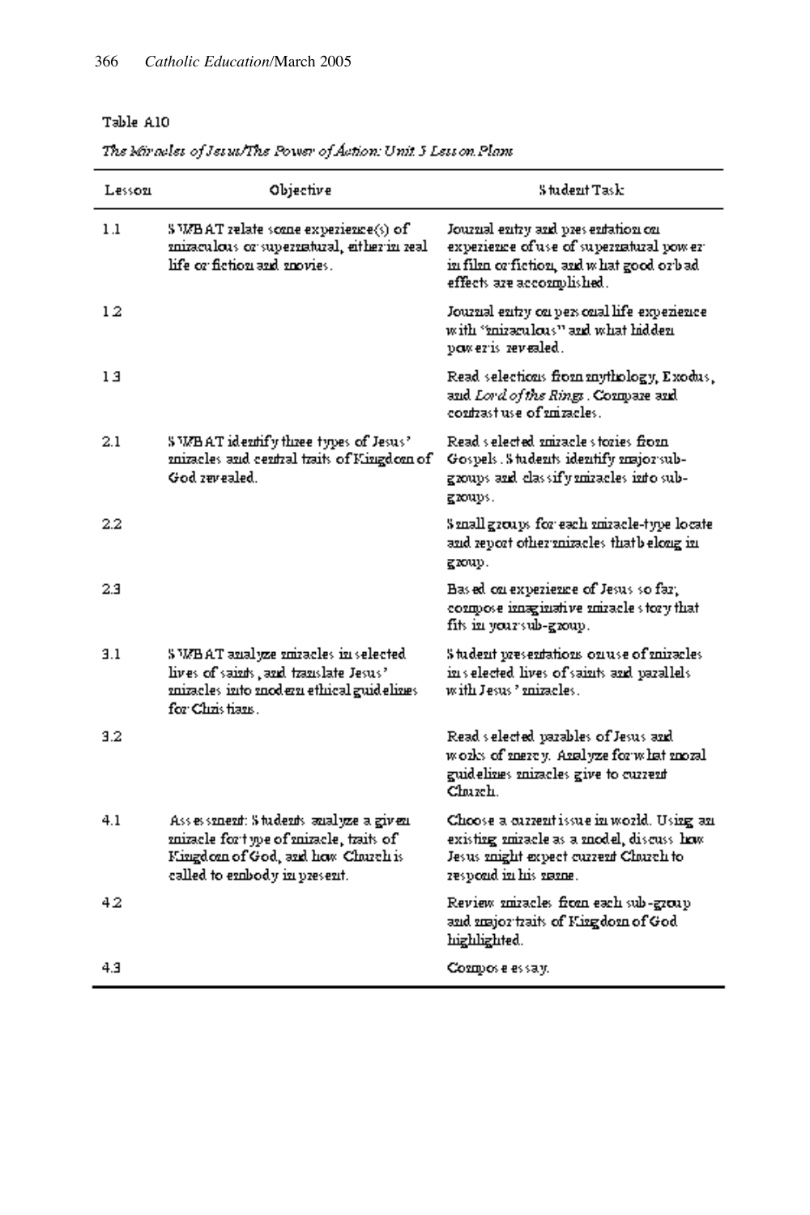Table A10

*The Miracles of Jesus/The Power of Action: Unit 5 Lesson Plans*

| Lesson | Objective | Student Task |
|---|---|---|
| 1.1 | SWBAT relate some experience(s) of miraculous or supernatural, either in real life or fiction and movies. | Journal entry and presentation on experience of use of supernatural power in film or fiction, and what good or bad effects are accomplished. |
| 1.2 | | Journal entry on personal life experience with "miraculous" and what hidden power is revealed. |
| 1.3 | | Read selections from mythology, Exodus, and *Lord of the Rings*. Compare and contrast use of miracles. |
| 2.1 | SWBAT identify three types of Jesus' miracles and central traits of Kingdom of God revealed. | Read selected miracle stories from Gospels. Students identify major sub-groups and classify miracles into sub-groups. |
| 2.2 | | Small groups for each miracle-type locate and report other miracles that belong in group. |
| 2.3 | | Based on experience of Jesus so far, compose imaginative miracle story that fits in your sub-group. |
| 3.1 | SWBAT analyze miracles in selected lives of saints, and translate Jesus' miracles into modern ethical guidelines for Christians. | Student presentations on use of miracles in selected lives of saints and parallels with Jesus' miracles. |
| 3.2 | | Read selected parables of Jesus and works of mercy. Analyze for what moral guidelines miracles give to current Church. |
| 4.1 | Assessment: Students analyze a given miracle for type of miracle, traits of Kingdom of God, and how Church is called to embody in present. | Choose a current issue in world. Using an existing miracle as a model, discuss how Jesus might expect current Church to respond in his name. |
| 4.2 | | Review miracles from each sub-group and major traits of Kingdom of God highlighted. |
| 4.3 | | Compose essay. |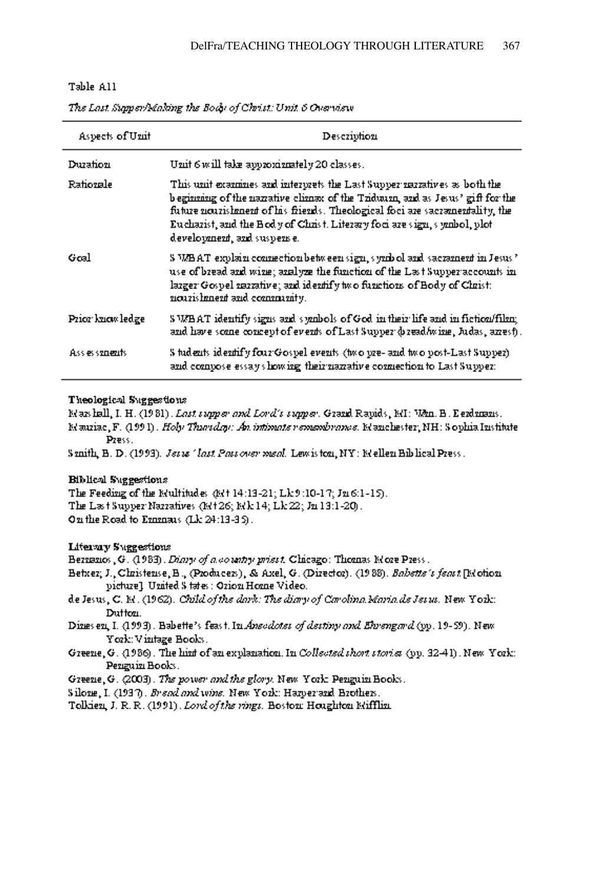Table A11

*The Last Supper/Making the Body of Christ: Unit 6 Overview*

| Aspects of Unit | Description |
|---|---|
| Duration | Unit 6 will take approximately 20 classes. |
| Rationale | This unit examines and interprets the Last Supper narratives as both the beginning of the narrative climax of the Triduum, and as Jesus' gift for the future nourishment of his friends. Theological foci are sacramentality, the Eucharist, and the Body of Christ. Literary foci are sign, symbol, plot development, and suspense. |
| Goal | SWBAT explain connection between sign, symbol and sacrament in Jesus' use of bread and wine; analyze the function of the Last Supper accounts in larger Gospel narrative; and identify two functions of Body of Christ: nourishment and community. |
| Prior knowledge | SWBAT identify signs and symbols of God in their life and in fiction/film; and have some concept of events of Last Supper (bread/wine, Judas, arrest). |
| Assessments | Students identify four Gospel events (two pre- and two post-Last Supper) and compose essays showing their narrative connection to Last Supper. |

**Theological Suggestions**

Marshall, I. H. (1981). *Last supper and Lord's supper.* Grand Rapids, MI: Wm. B. Eerdmans.

Mauriac, F. (1991). *Holy Thursday: An intimate remembrance.* Manchester, NH: Sophia Institute Press.

Smith, B. D. (1993). *Jesus' last Passover meal.* Lewiston, NY: Mellen Biblical Press.

**Biblical Suggestions**

The Feeding of the Multitudes (Mt 14:13-21; Lk 9:10-17; Jn 6:1-15).

The Last Supper Narratives (Mt 26; Mk 14; Lk 22; Jn 13:1-20).

On the Road to Emmaus (Lk 24:13-35).

**Literary Suggestions**

Bernanos, G. (1983). *Diary of a country priest.* Chicago: Thomas More Press.

Betzer, J., Christensen, B., (Producers), & Axel, G. (Director). (1988). *Babette's feast* [Motion picture]. United States: Orion Home Video.

de Jesus, C. M. (1962). *Child of the dark: The diary of Carolina Maria de Jesus.* New York: Dutton.

Dinesen, I. (1993). Babette's feast. In *Anecdotes of destiny and Ehrengard* (pp. 19-59). New York: Vintage Books.

Greene, G. (1986). The hint of an explanation. In *Collected short stories* (pp. 32-41). New York: Penguin Books.

Greene, G. (2003). *The power and the glory.* New York: Penguin Books.

Silone, I. (1937). *Bread and wine.* New York: Harper and Brothers.

Tolkien, J. R. R. (1991). *Lord of the rings.* Boston: Houghton Mifflin.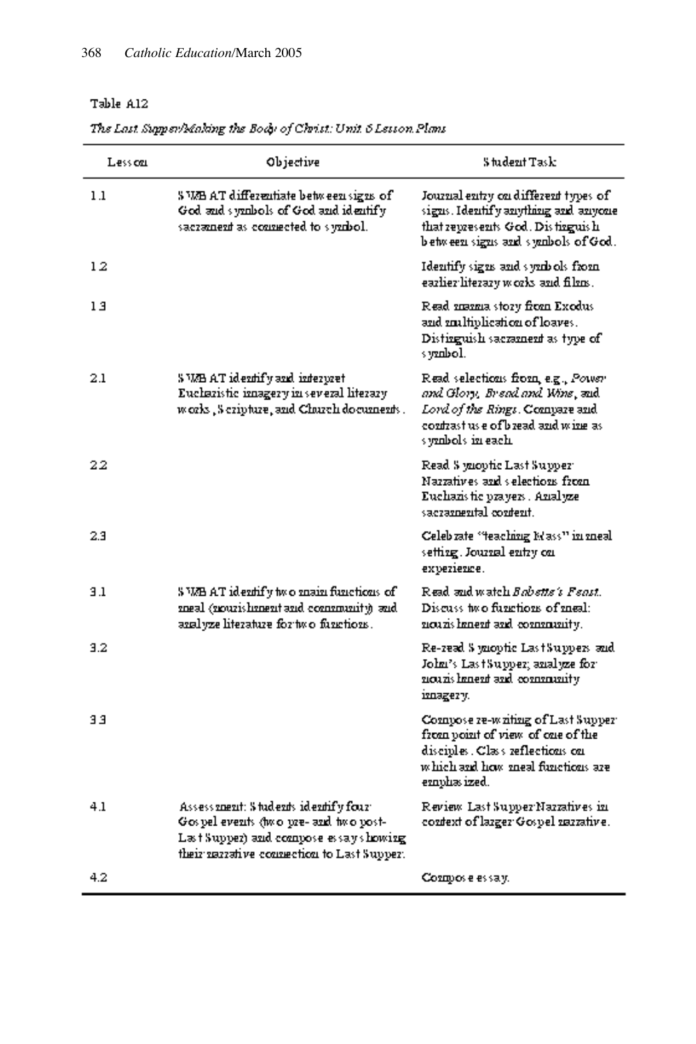Table A12

*The Last Supper/Making the Body of Christ: Unit 6 Lesson Plans*

| Lesson | Objective | Student Task |
|---|---|---|
| 1.1 | SWBAT differentiate between signs of God and symbols of God and identify sacrament as connected to symbol. | Journal entry on different types of signs. Identify anything and anyone that represents God. Distinguish between signs and symbols of God. |
| 1.2 | | Identify signs and symbols from earlier literary works and films. |
| 1.3 | | Read manna story from Exodus and multiplication of loaves. Distinguish sacrament as type of symbol. |
| 2.1 | SWBAT identify and interpret Eucharistic imagery in several literary works, Scripture, and Church documents. | Read selections from, e.g., *Power and Glory, Bread and Wine*, and *Lord of the Rings*. Compare and contrast use of bread and wine as symbols in each. |
| 2.2 | | Read Synoptic Last Supper Narratives and selections from Eucharistic prayers. Analyze sacramental content. |
| 2.3 | | Celebrate "teaching Mass" in meal setting. Journal entry on experience. |
| 3.1 | SWBAT identify two main functions of meal (nourishment and community) and analyze literature for two functions. | Read and watch *Babette's Feast*. Discuss two functions of meal: nourishment and community. |
| 3.2 | | Re-read Synoptic Last Suppers and John's Last Supper; analyze for nourishment and community imagery. |
| 3.3 | | Compose re-writing of Last Supper from point of view of one of the disciples. Class reflections on which and how meal functions are emphasized. |
| 4.1 | Assessment: Students identify four Gospel events (two pre- and two post-Last Supper) and compose essay showing their narrative connection to Last Supper. | Review Last Supper Narratives in context of larger Gospel narrative. |
| 4.2 | | Compose essay. |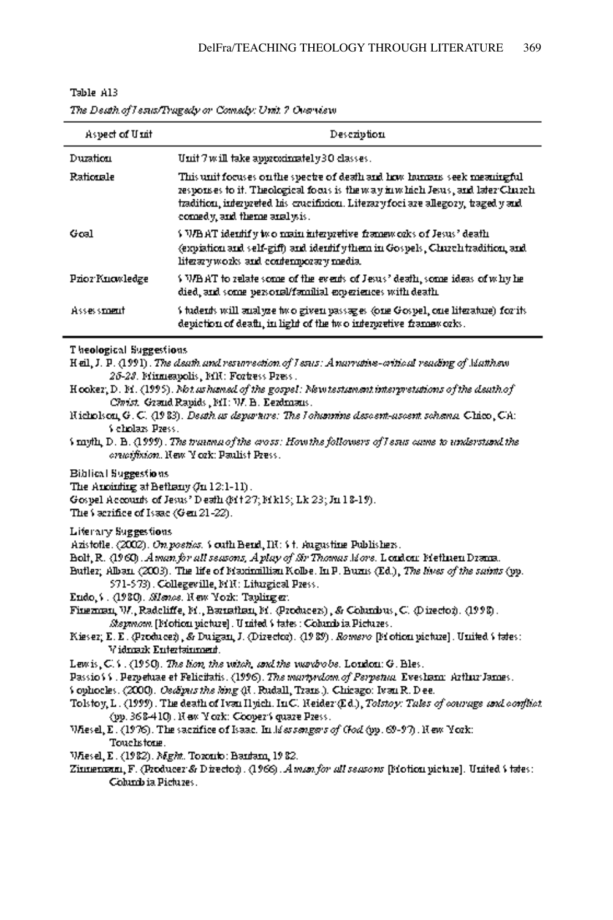Table A13

*The Death of Jesus/Tragedy or Comedy: Unit 7 Overview*

| Aspect of Unit | Description |
| --- | --- |
| Duration | Unit 7 will take approximately 30 classes. |
| Rationale | This unit focuses on the spectre of death and how humans seek meaningful responses to it. Theological focus is the way in which Jesus, and later Church tradition, interpreted his crucifixion. Literary foci are allegory, tragedy and comedy, and theme analysis. |
| Goal | SWBAT identify two main interpretive frameworks of Jesus' death (expiation and self-gift) and identify them in Gospels, Church tradition, and literary works and contemporary media. |
| Prior Knowledge | SWBAT to relate some of the events of Jesus' death, some ideas of why he died, and some personal/familial experiences with death. |
| Assessment | Students will analyze two given passages (one Gospel, one literature) for its depiction of death, in light of the two interpretive frameworks. |

Theological Suggestions

Heil, J. P. (1991). *The death and resurrection of Jesus: A narrative-critical reading of Matthew 26-28.* Minneapolis, MN: Fortress Press.

Hooker, D. M. (1995). *Not ashamed of the gospel: New testament interpretations of the death of Christ.* Grand Rapids, MI: W. B. Eerdmans.

Nicholson, G. C. (1983). *Death as departure: The Johannine descent-ascent schema.* Chico, CA: Scholars Press.

Smyth, D. B. (1999). *The trauma of the cross: How the followers of Jesus came to understand the crucifixion.* New York: Paulist Press.

Biblical Suggestions

The Anointing at Bethany (Jn 12:1-11).

Gospel Accounts of Jesus' Death (Mt 27; Mk 15; Lk 23; Jn 18-19).

The Sacrifice of Isaac (Gen 21-22).

Literary Suggestions

Aristotle. (2002). *On poetics.* South Bend, IN: St. Augustine Publishers.

Bolt, R. (1960). *A man for all seasons, A play of Sir Thomas More.* London: Methuen Drama.

Butler, Alban. (2003). The life of Maximillian Kolbe. In P. Burns (Ed.), *The lives of the saints* (pp. 571-573). Collegeville, MN: Liturgical Press.

Endo, S. (1980). *Silence.* New York: Taplinger.

Fineman, W., Radcliffe, M., Barnathan, M. (Producers), & Columbus, C. (Director). (1998). *Stepmom.* [Motion picture]. United States: Columbia Pictures.

Kieser, E. E. (Producer), & Duigan, J. (Director). (1989). *Romero* [Motion picture]. United States: Vidmark Entertainment.

Lewis, C. S. (1950). *The lion, the witch, and the wardrobe.* London: G. Bles.

Passio SS. Perpetuae et Felicitatis. (1996). *The martyrdom of Perpetua.* Evesham: Arthur James.

Sophocles. (2000). *Oedipus the king* (R. Rudall, Trans.). Chicago: Ivan R. Dee.

Tolstoy, L. (1999). The death of Ivan Ilyich. In C. Neider (Ed.), *Tolstoy: Tales of courage and conflict* (pp. 368-410). New York: Cooper Square Press.

Wiesel, E. (1976). The sacrifice of Isaac. In *Messengers of God* (pp. 69-97). New York: Touchstone.

Wiesel, E. (1982). *Night.* Toronto: Bantam, 1982.

Zinnemann, F. (Producer & Director). (1966). *A man for all seasons* [Motion picture]. United States: Columbia Pictures.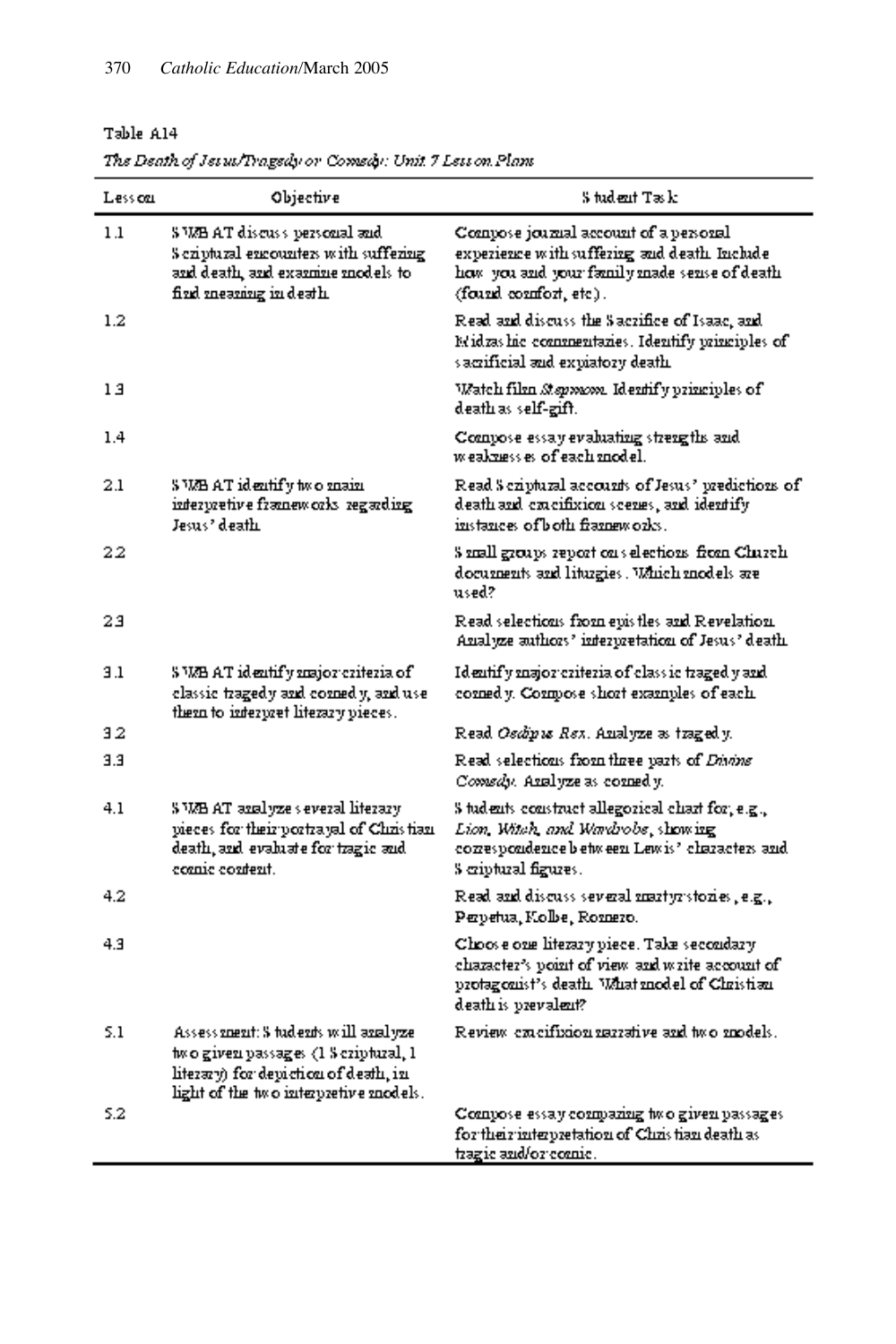Table A14

*The Death of Jesus/Tragedy or Comedy: Unit 7 Lesson Plans*

| Lesson | Objective | Student Task |
|---|---|---|
| 1.1 | SWBAT discuss personal and Scriptural encounters with suffering and death, and examine models to find meaning in death. | Compose journal account of a personal experience with suffering and death. Include how you and your family made sense of death (found comfort, etc). |
| 1.2 | | Read and discuss the Sacrifice of Isaac, and Midrashic commentaries. Identify principles of sacrificial and expiatory death. |
| 1.3 | | Watch film *Stepmom*. Identify principles of death as self-gift. |
| 1.4 | | Compose essay evaluating strengths and weaknesses of each model. |
| 2.1 | SWBAT identify two main interpretive frameworks regarding Jesus' death. | Read Scriptural accounts of Jesus' predictions of death and crucifixion scenes, and identify instances of both frameworks. |
| 2.2 | | Small groups report on selections from Church documents and liturgies. Which models are used? |
| 2.3 | | Read selections from epistles and Revelation. Analyze authors' interpretation of Jesus' death. |
| 3.1 | SWBAT identify major criteria of classic tragedy and comedy, and use them to interpret literary pieces. | Identify major criteria of classic tragedy and comedy. Compose short examples of each. |
| 3.2 | | Read *Oedipus Rex*. Analyze as tragedy. |
| 3.3 | | Read selections from three parts of *Divine Comedy*. Analyze as comedy. |
| 4.1 | SWBAT analyze several literary pieces for their portrayal of Christian death, and evaluate for tragic and comic content. | Students construct allegorical chart for, e.g., *Lion, Witch, and Wardrobe*, showing correspondence between Lewis' characters and Scriptural figures. |
| 4.2 | | Read and discuss several martyr stories, e.g., Perpetua, Kolbe, Romero. |
| 4.3 | | Choose one literary piece. Take secondary character's point of view and write account of protagonist's death. What model of Christian death is prevalent? |
| 5.1 | Assessment: Students will analyze two given passages (1 Scriptural, 1 literary) for depiction of death, in light of the two interpretive models. | Review crucifixion narrative and two models. |
| 5.2 | | Compose essay comparing two given passages for their interpretation of Christian death as tragic and/or comic. |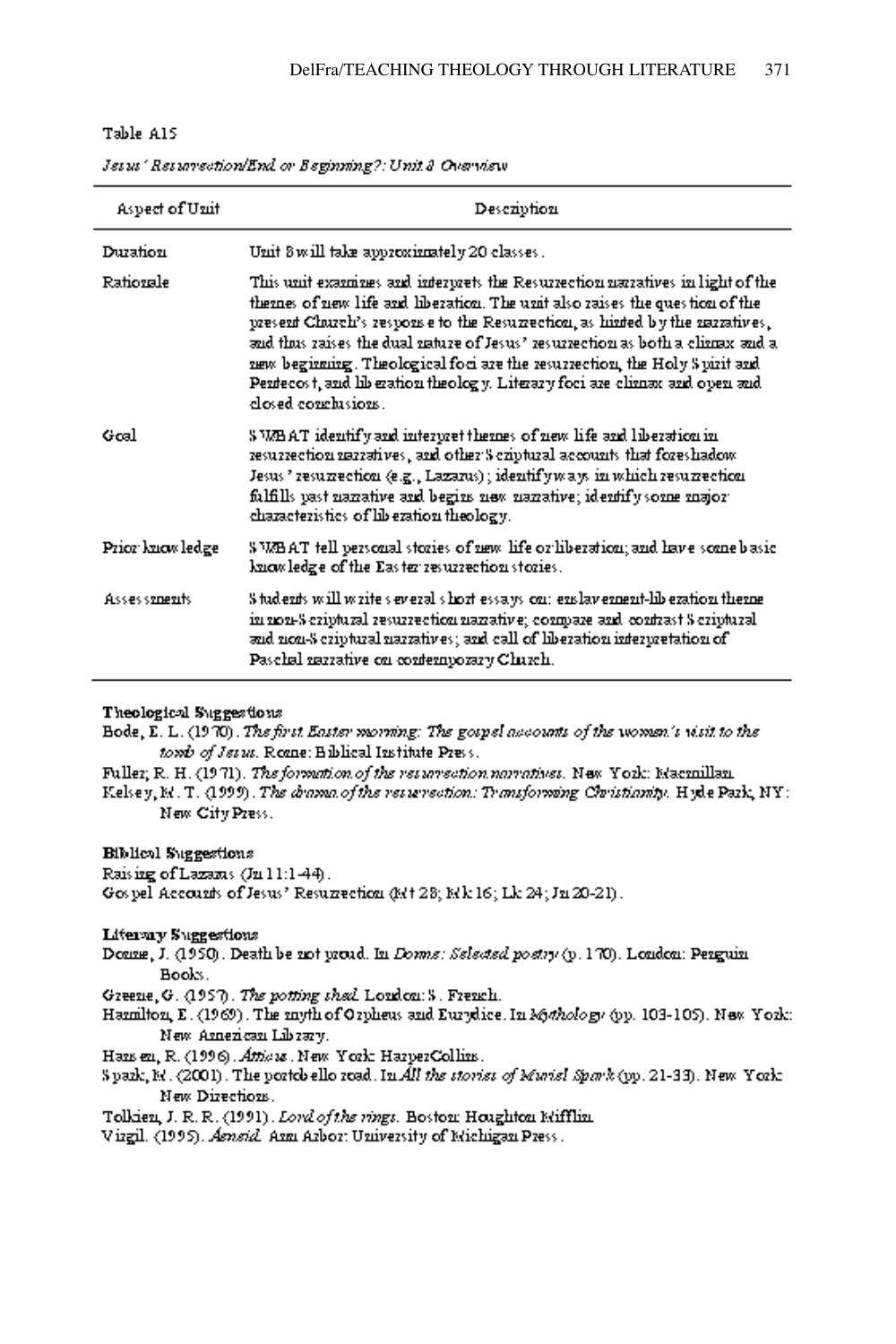Table A15

*Jesus' Resurrection/End or Beginning?: Unit 8 Overview*

| Aspect of Unit | Description |
|---|---|
| Duration | Unit 8 will take approximately 20 classes. |
| Rationale | This unit examines and interprets the Resurrection narratives in light of the themes of new life and liberation. The unit also raises the question of the present Church's response to the Resurrection, as hinted by the narratives, and thus raises the dual nature of Jesus' resurrection as both a climax and a new beginning. Theological foci are the resurrection, the Holy Spirit and Pentecost, and liberation theology. Literary foci are climax and open and closed conclusions. |
| Goal | SWBAT identify and interpret themes of new life and liberation in resurrection narratives, and other Scriptural accounts that foreshadow Jesus' resurrection (e.g., Lazarus); identify ways in which resurrection fulfills past narrative and begins new narrative; identify some major characteristics of liberation theology. |
| Prior knowledge | SWBAT tell personal stories of new life or liberation; and have some basic knowledge of the Easter resurrection stories. |
| Assessments | Students will write several short essays on: enslavement-liberation theme in non-Scriptural resurrection narrative; compare and contrast Scriptural and non-Scriptural narratives; and call of liberation interpretation of Paschal narrative on contemporary Church. |

**Theological Suggestions**

Bode, E. L. (1970). *The first Easter morning: The gospel accounts of the women's visit to the tomb of Jesus.* Rome: Biblical Institute Press.

Fuller, R. H. (1971). *The formation of the resurrection narratives.* New York: Macmillan.

Kelsey, M. T. (1999). *The drama of the resurrection: Transforming Christianity.* Hyde Park, NY: New City Press.

**Biblical Suggestions**

Raising of Lazarus (Jn 11:1-44).

Gospel Accounts of Jesus' Resurrection (Mt 28; Mk 16; Lk 24; Jn 20-21).

**Literary Suggestions**

Donne, J. (1950). Death be not proud. In *Donne: Selected poetry* (p. 170). London: Penguin Books.

Greene, G. (1957). *The potting shed.* London: S. French.

Hamilton, E. (1969). The myth of Orpheus and Eurydice. In *Mythology* (pp. 103-105). New York: New American Library.

Hansen, R. (1996). *Atticus.* New York: HarperCollins.

Spark, M. (2001). The portobello road. In *All the stories of Muriel Spark* (pp. 21-33). New York: New Directions.

Tolkien, J. R. R. (1991). *Lord of the rings.* Boston: Houghton Mifflin.

Virgil. (1995). *Aeneid.* Ann Arbor: University of Michigan Press.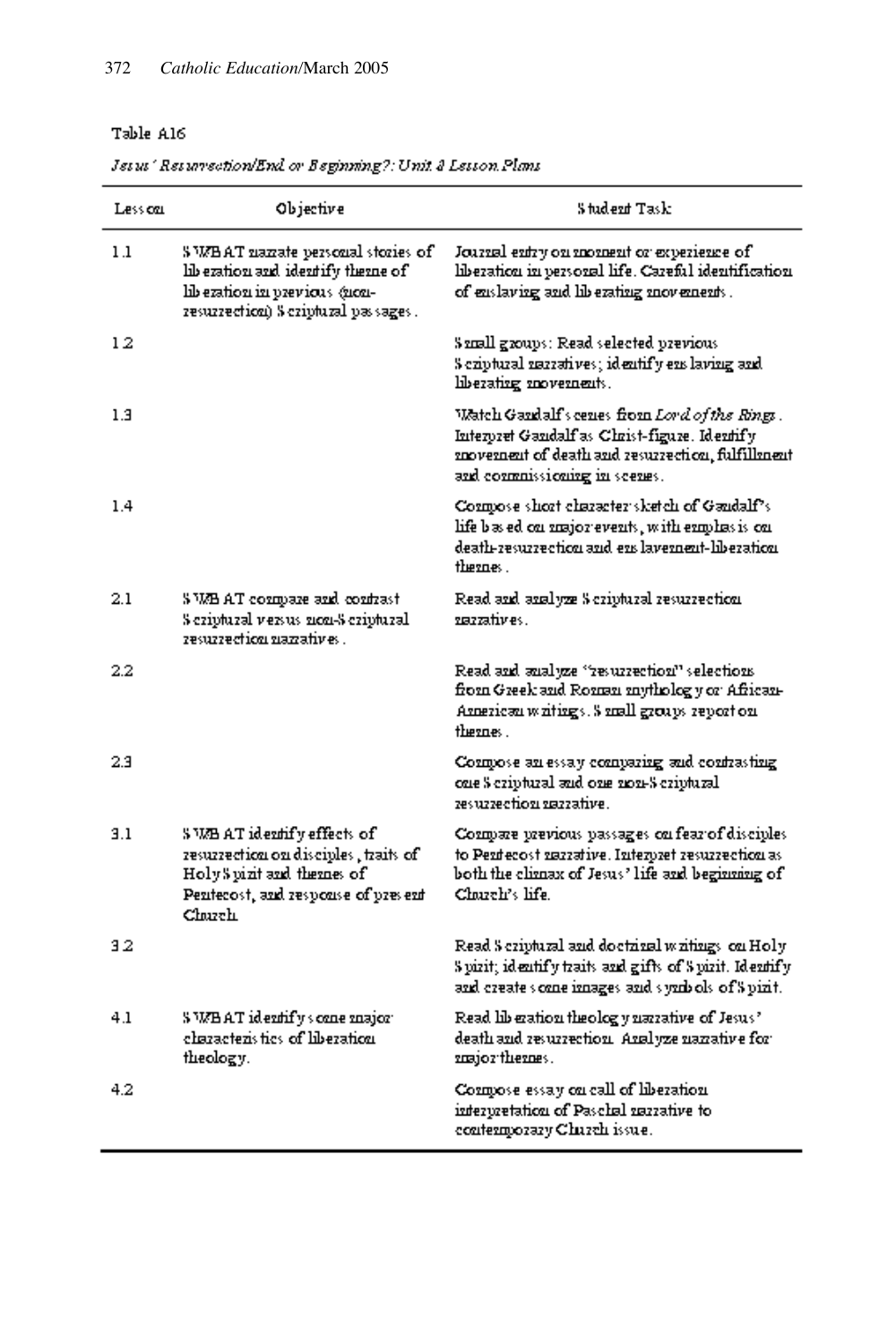Table A16

*Jesus' Resurrection/End or Beginning?: Unit 8 Lesson Plans*

| Lesson | Objective | Student Task |
|---|---|---|
| 1.1 | SWBAT narrate personal stories of liberation and identify theme of liberation in previous (non-resurrection) Scriptural passages. | Journal entry on moment or experience of liberation in personal life. Careful identification of enslaving and liberating movements. |
| 1.2 | | Small groups: Read selected previous Scriptural narratives; identify enslaving and liberating movements. |
| 1.3 | | Watch Gandalf's cenes from *Lord of the Rings*. Interpret Gandalf as Christ-figure. Identify movement of death and resurrection, fulfillment and commissioning in scenes. |
| 1.4 | | Compose short character sketch of Gandalf's life based on major events, with emphasis on death-resurrection and enslavement-liberation themes. |
| 2.1 | SWBAT compare and contrast Scriptural versus non-Scriptural resurrection narratives. | Read and analyze Scriptural resurrection narratives. |
| 2.2 | | Read and analyze "resurrection" selections from Greek and Roman mythology or African-American writings. Small groups report on themes. |
| 2.3 | | Compose an essay comparing and contrasting one Scriptural and one non-Scriptural resurrection narrative. |
| 3.1 | SWBAT identify effects of resurrection on disciples, traits of Holy Spirit and themes of Pentecost, and response of present Church. | Compare previous passages on fear of disciples to Pentecost narrative. Interpret resurrection as both the climax of Jesus' life and beginning of Church's life. |
| 3.2 | | Read Scriptural and doctrinal writings on Holy Spirit; identify traits and gifts of Spirit. Identify and create some images and symbols of Spirit. |
| 4.1 | SWBAT identify some major characteristics of liberation theology. | Read liberation theology narrative of Jesus' death and resurrection. Analyze narrative for major themes. |
| 4.2 | | Compose essay on call of liberation interpretation of Paschal narrative to contemporary Church issue. |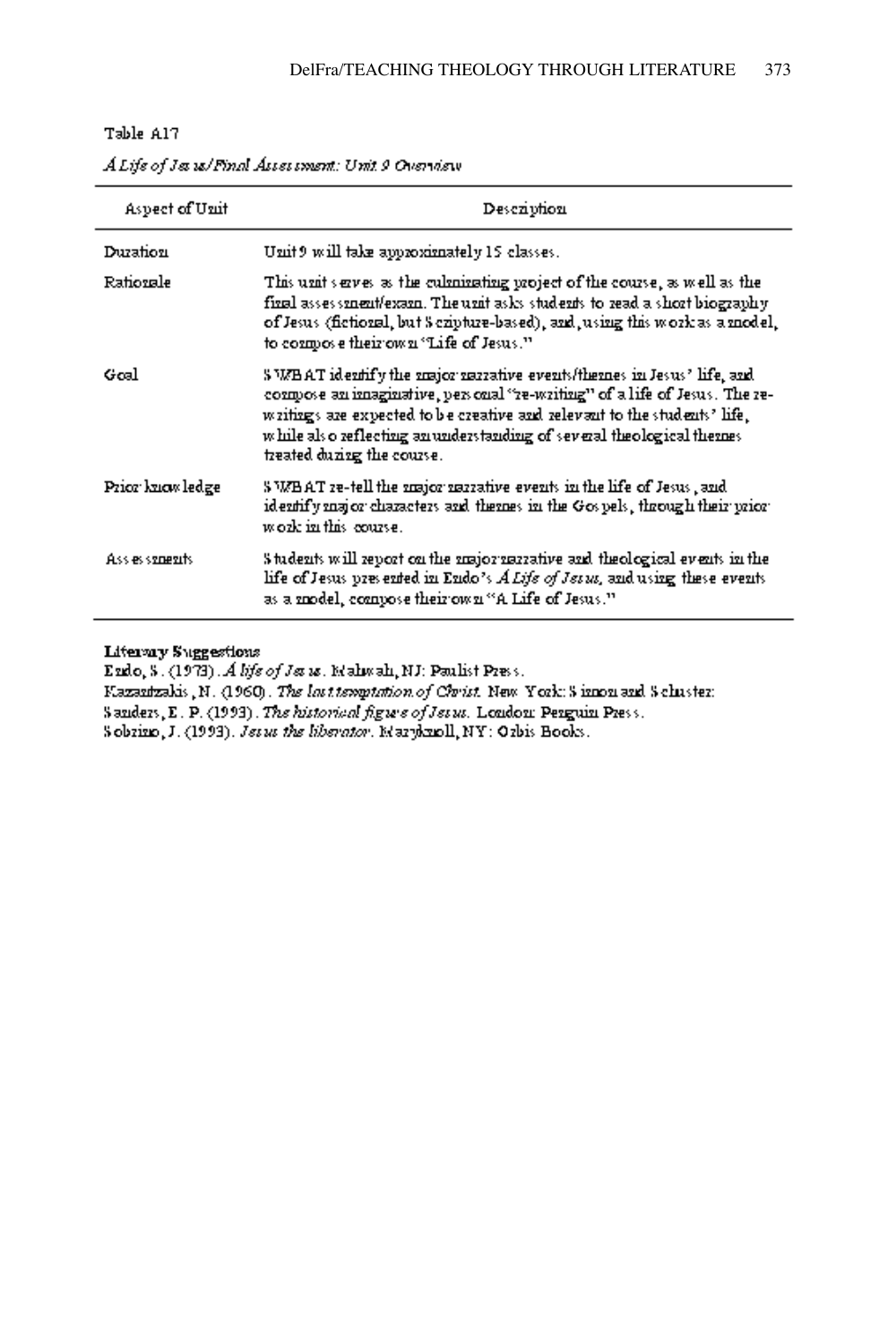Table A17

*A Life of Jesus/Final Assessment: Unit 9 Overview*

| Aspect of Unit | Description |
| --- | --- |
| Duration | Unit 9 will take approximately 15 classes. |
| Rationale | This unit serves as the culminating project of the course, as well as the final assessment/exam. The unit asks students to read a short biography of Jesus (fictional, but Scripture-based), and, using this work as a model, to compose their own "Life of Jesus." |
| Goal | SWBAT identify the major narrative events/themes in Jesus' life, and compose an imaginative, personal "re-writing" of a life of Jesus. The re-writings are expected to be creative and relevant to the students' life, while also reflecting an understanding of several theological themes treated during the course. |
| Prior knowledge | SWBAT re-tell the major narrative events in the life of Jesus, and identify major characters and themes in the Gospels, through their prior work in this course. |
| Assessments | Students will report on the major narrative and theological events in the life of Jesus presented in Endo's *A Life of Jesus*, and using these events as a model, compose their own "A Life of Jesus." |

**Literary Suggestions**

Endo, S. (1973). *A life of Jesus*. Mahwah, NJ: Paulist Press.

Kazantzakis, N. (1960). *The last temptation of Christ*. New York: Simon and Schuster.

Sanders, E. P. (1993). *The historical figure of Jesus*. London: Penguin Press.

Sobrino, J. (1993). *Jesus the liberator*. Maryknoll, NY: Orbis Books.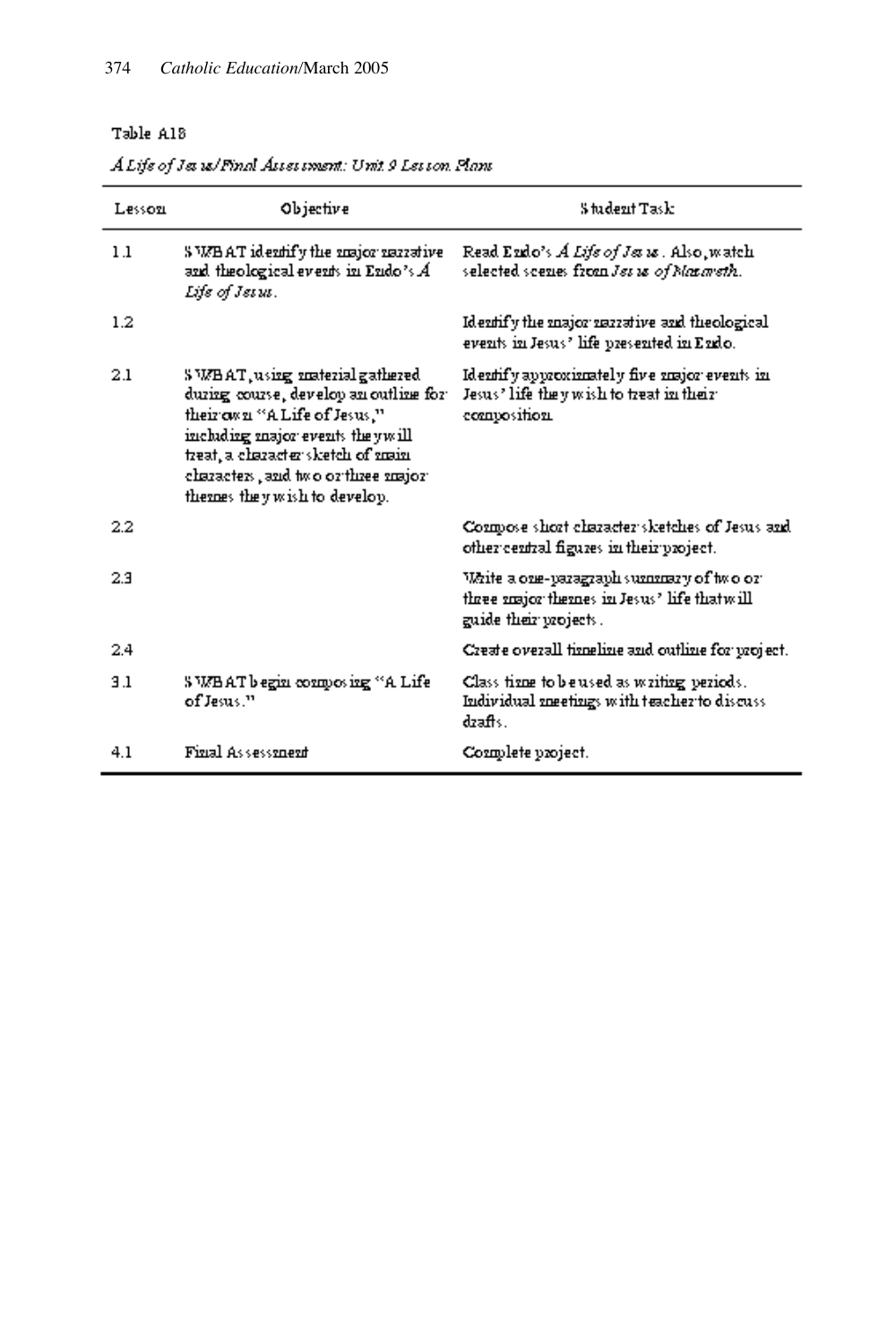Table A18

*A Life of Jesus/Final Assessment: Unit 9 Lesson Plans*

| Lesson | Objective | Student Task |
|---|---|---|
| 1.1 | SWBAT identify the major narrative and theological events in Endo's *A Life of Jesus*. | Read Endo's *A Life of Jesus*. Also, watch selected scenes from *Jesus of Nazareth*. |
| 1.2 | | Identify the major narrative and theological events in Jesus' life presented in Endo. |
| 2.1 | SWBAT, using material gathered during course, develop an outline for their own "A Life of Jesus," including major events they will treat, a character sketch of main characters, and two or three major themes they wish to develop. | Identify approximately five major events in Jesus' life they wish to treat in their composition. |
| 2.2 | | Compose short character sketches of Jesus and other central figures in their project. |
| 2.3 | | Write a one-paragraph summary of two or three major themes in Jesus' life that will guide their projects. |
| 2.4 | | Create overall timeline and outline for project. |
| 3.1 | SWBAT begin composing "A Life of Jesus." | Class time to be used as writing periods. Individual meetings with teacher to discuss drafts. |
| 4.1 | Final Assessment | Complete project. |